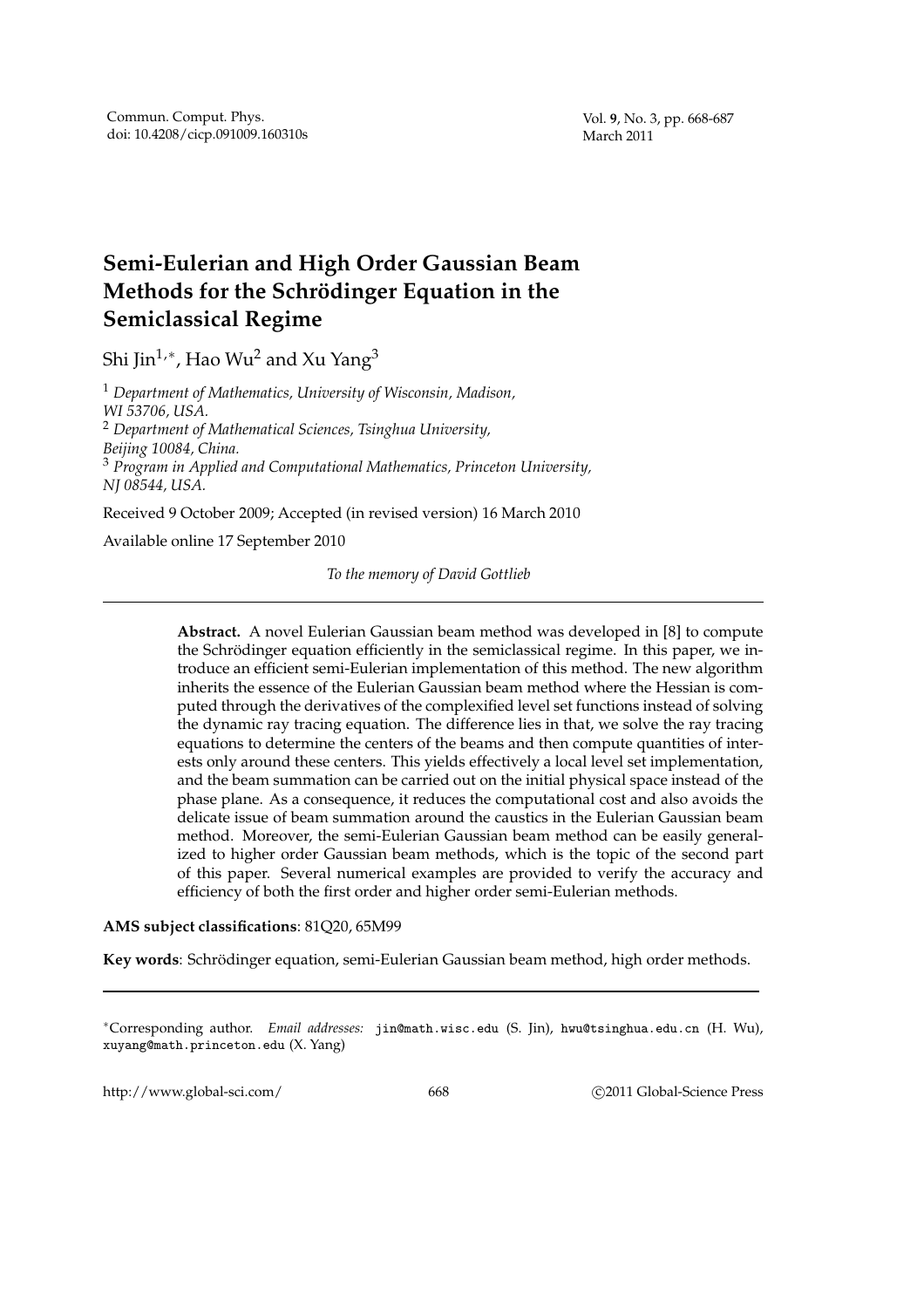# Semi-Eulerian and High Order Gaussian Beam Methods for the Schrödinger Equation in the Semiclassical Regime

Shi Jin[1,*], Hao Wu[2] and Xu Yang[3]

[1] *Department of Mathematics, University of Wisconsin, Madison, WI 53706, USA.*
[2] *Department of Mathematical Sciences, Tsinghua University, Beijing 10084, China.*
[3] *Program in Applied and Computational Mathematics, Princeton University, NJ 08544, USA.*

Received 9 October 2009; Accepted (in revised version) 16 March 2010

Available online 17 September 2010

*To the memory of David Gottlieb*

---

**Abstract.** A novel Eulerian Gaussian beam method was developed in [8] to compute the Schrödinger equation efficiently in the semiclassical regime. In this paper, we introduce an efficient semi-Eulerian implementation of this method. The new algorithm inherits the essence of the Eulerian Gaussian beam method where the Hessian is computed through the derivatives of the complexified level set functions instead of solving the dynamic ray tracing equation. The difference lies in that, we solve the ray tracing equations to determine the centers of the beams and then compute quantities of interests only around these centers. This yields effectively a local level set implementation, and the beam summation can be carried out on the initial physical space instead of the phase plane. As a consequence, it reduces the computational cost and also avoids the delicate issue of beam summation around the caustics in the Eulerian Gaussian beam method. Moreover, the semi-Eulerian Gaussian beam method can be easily generalized to higher order Gaussian beam methods, which is the topic of the second part of this paper. Several numerical examples are provided to verify the accuracy and efficiency of both the first order and higher order semi-Eulerian methods.

**AMS subject classifications**: 81Q20, 65M99

**Key words**: Schrödinger equation, semi-Eulerian Gaussian beam method, high order methods.

---

*Corresponding author. *Email addresses:* jin@math.wisc.edu (S. Jin), hwu@tsinghua.edu.cn (H. Wu), xuyang@math.princeton.edu (X. Yang)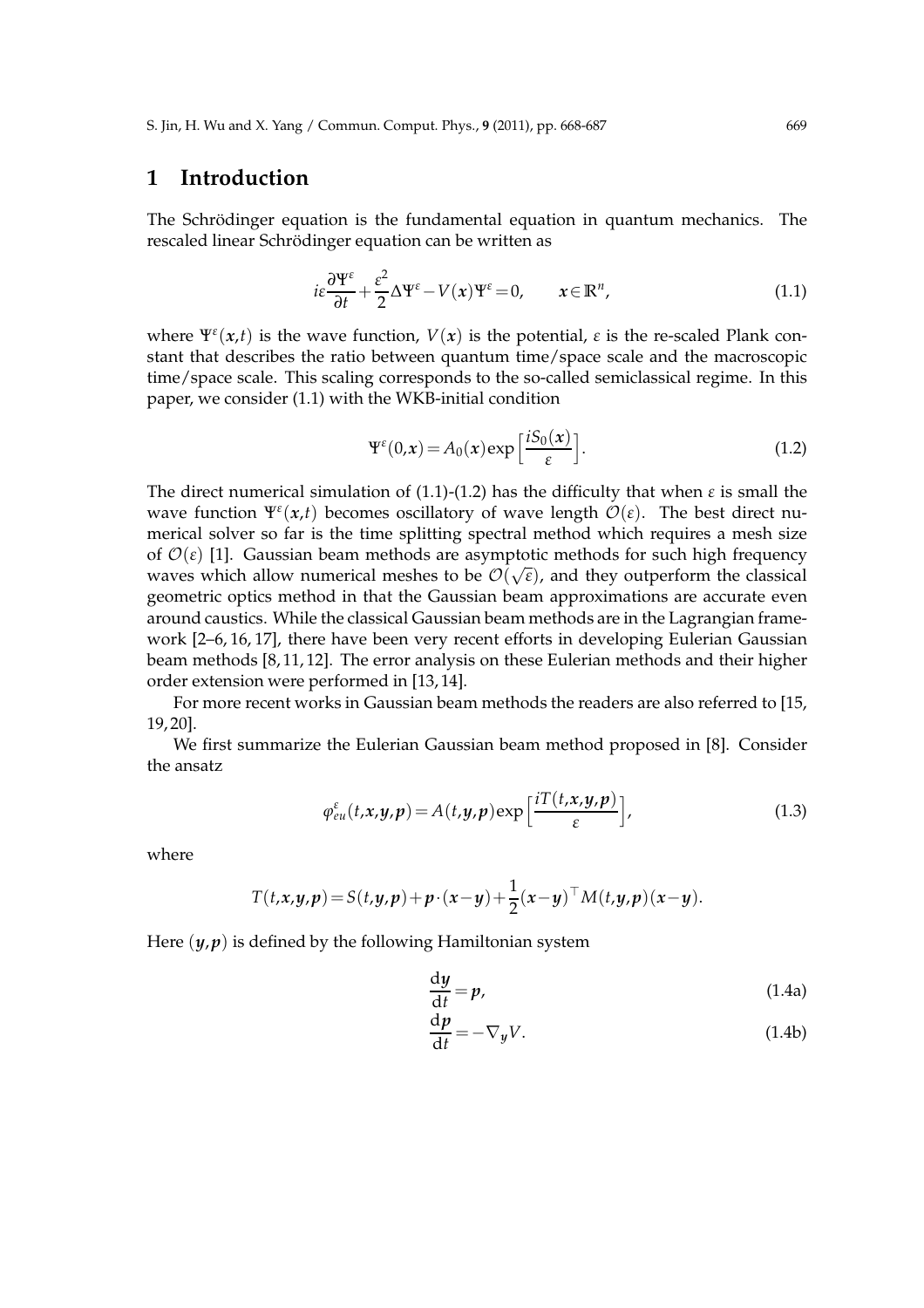## 1 Introduction

The Schrödinger equation is the fundamental equation in quantum mechanics. The rescaled linear Schrödinger equation can be written as

$$i\varepsilon\frac{\partial \Psi^\varepsilon}{\partial t}+\frac{\varepsilon^2}{2}\Delta\Psi^\varepsilon-V(\boldsymbol{x})\Psi^\varepsilon=0, \qquad \boldsymbol{x}\in\mathbb{R}^n, \tag{1.1}$$

where $\Psi^\varepsilon(\boldsymbol{x},t)$ is the wave function, $V(\boldsymbol{x})$ is the potential, $\varepsilon$ is the re-scaled Plank constant that describes the ratio between quantum time/space scale and the macroscopic time/space scale. This scaling corresponds to the so-called semiclassical regime. In this paper, we consider (1.1) with the WKB-initial condition

$$\Psi^\varepsilon(0,\boldsymbol{x})=A_0(\boldsymbol{x})\exp\Big[\frac{iS_0(\boldsymbol{x})}{\varepsilon}\Big]. \tag{1.2}$$

The direct numerical simulation of (1.1)-(1.2) has the difficulty that when $\varepsilon$ is small the wave function $\Psi^\varepsilon(\boldsymbol{x},t)$ becomes oscillatory of wave length $\mathcal{O}(\varepsilon)$. The best direct numerical solver so far is the time splitting spectral method which requires a mesh size of $\mathcal{O}(\varepsilon)$ [1]. Gaussian beam methods are asymptotic methods for such high frequency waves which allow numerical meshes to be $\mathcal{O}(\sqrt{\varepsilon})$, and they outperform the classical geometric optics method in that the Gaussian beam approximations are accurate even around caustics. While the classical Gaussian beam methods are in the Lagrangian framework [2–6, 16, 17], there have been very recent efforts in developing Eulerian Gaussian beam methods [8, 11, 12]. The error analysis on these Eulerian methods and their higher order extension were performed in [13, 14].

For more recent works in Gaussian beam methods the readers are also referred to [15, 19, 20].

We first summarize the Eulerian Gaussian beam method proposed in [8]. Consider the ansatz

$$\varphi^\varepsilon_{eu}(t,\boldsymbol{x},\boldsymbol{y},\boldsymbol{p})=A(t,\boldsymbol{y},\boldsymbol{p})\exp\Big[\frac{iT(t,\boldsymbol{x},\boldsymbol{y},\boldsymbol{p})}{\varepsilon}\Big], \tag{1.3}$$

where

$$T(t,\boldsymbol{x},\boldsymbol{y},\boldsymbol{p})=S(t,\boldsymbol{y},\boldsymbol{p})+\boldsymbol{p}\cdot(\boldsymbol{x}-\boldsymbol{y})+\frac{1}{2}(\boldsymbol{x}-\boldsymbol{y})^\top M(t,\boldsymbol{y},\boldsymbol{p})(\boldsymbol{x}-\boldsymbol{y}).$$

Here $(\boldsymbol{y},\boldsymbol{p})$ is defined by the following Hamiltonian system

$$\frac{\mathrm{d}\boldsymbol{y}}{\mathrm{d}t}=\boldsymbol{p}, \tag{1.4a}$$

$$\frac{\mathrm{d}\boldsymbol{p}}{\mathrm{d}t}=-\nabla_{\boldsymbol{y}}V. \tag{1.4b}$$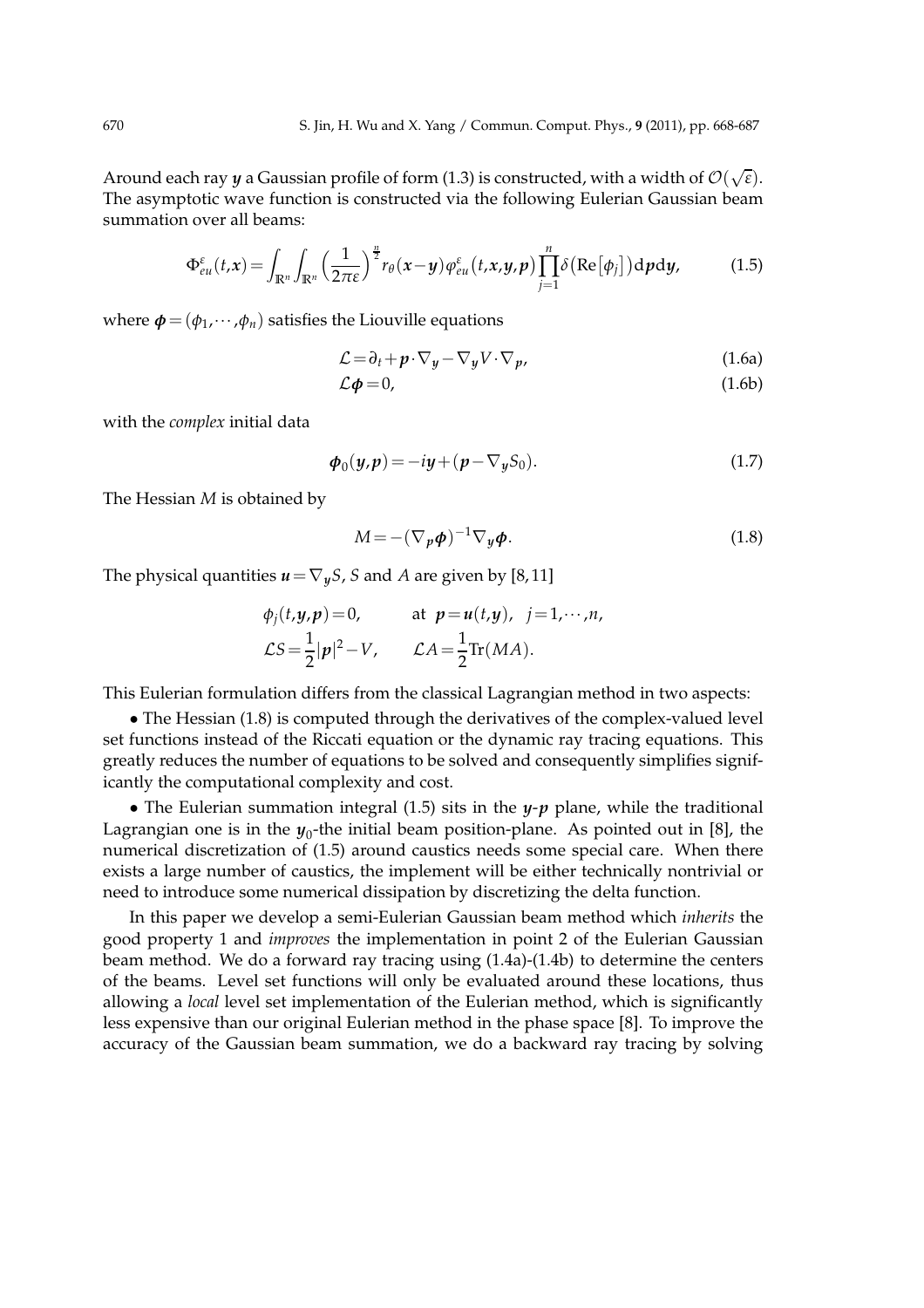Around each ray $\boldsymbol{y}$ a Gaussian profile of form (1.3) is constructed, with a width of $\mathcal{O}(\sqrt{\varepsilon})$. The asymptotic wave function is constructed via the following Eulerian Gaussian beam summation over all beams:

$$\Phi_{eu}^{\varepsilon}(t,\boldsymbol{x})=\int_{\mathbb{R}^n}\int_{\mathbb{R}^n}\Big(\frac{1}{2\pi\varepsilon}\Big)^{\frac{n}{2}} r_\theta(\boldsymbol{x}-\boldsymbol{y})\varphi_{eu}^{\varepsilon}(t,\boldsymbol{x},\boldsymbol{y},\boldsymbol{p})\prod_{j=1}^{n}\delta\big(\mathrm{Re}[\phi_j]\big)\mathrm{d}\boldsymbol{p}\mathrm{d}\boldsymbol{y}, \tag{1.5}$$

where $\boldsymbol{\phi}=(\phi_1,\cdots,\phi_n)$ satisfies the Liouville equations

$$\mathcal{L}=\partial_t+\boldsymbol{p}\cdot\nabla_{\boldsymbol{y}}-\nabla_{\boldsymbol{y}}V\cdot\nabla_{\boldsymbol{p}}, \tag{1.6a}$$

$$\mathcal{L}\boldsymbol{\phi}=0, \tag{1.6b}$$

with the *complex* initial data

$$\boldsymbol{\phi}_0(\boldsymbol{y},\boldsymbol{p})=-i\boldsymbol{y}+(\boldsymbol{p}-\nabla_{\boldsymbol{y}}S_0). \tag{1.7}$$

The Hessian $M$ is obtained by

$$M=-(\nabla_{\boldsymbol{p}}\boldsymbol{\phi})^{-1}\nabla_{\boldsymbol{y}}\boldsymbol{\phi}. \tag{1.8}$$

The physical quantities $\boldsymbol{u}=\nabla_{\boldsymbol{y}}S$, $S$ and $A$ are given by [8,11]

$$\phi_j(t,\boldsymbol{y},\boldsymbol{p})=0, \qquad \text{at } \boldsymbol{p}=\boldsymbol{u}(t,\boldsymbol{y}), \quad j=1,\cdots,n,$$

$$\mathcal{L}S=\frac{1}{2}|\boldsymbol{p}|^2-V, \qquad \mathcal{L}A=\frac{1}{2}\mathrm{Tr}(MA).$$

This Eulerian formulation differs from the classical Lagrangian method in two aspects:

• The Hessian (1.8) is computed through the derivatives of the complex-valued level set functions instead of the Riccati equation or the dynamic ray tracing equations. This greatly reduces the number of equations to be solved and consequently simplifies significantly the computational complexity and cost.

• The Eulerian summation integral (1.5) sits in the $\boldsymbol{y}$-$\boldsymbol{p}$ plane, while the traditional Lagrangian one is in the $\boldsymbol{y}_0$-the initial beam position-plane. As pointed out in [8], the numerical discretization of (1.5) around caustics needs some special care. When there exists a large number of caustics, the implement will be either technically nontrivial or need to introduce some numerical dissipation by discretizing the delta function.

In this paper we develop a semi-Eulerian Gaussian beam method which *inherits* the good property 1 and *improves* the implementation in point 2 of the Eulerian Gaussian beam method. We do a forward ray tracing using (1.4a)-(1.4b) to determine the centers of the beams. Level set functions will only be evaluated around these locations, thus allowing a *local* level set implementation of the Eulerian method, which is significantly less expensive than our original Eulerian method in the phase space [8]. To improve the accuracy of the Gaussian beam summation, we do a backward ray tracing by solving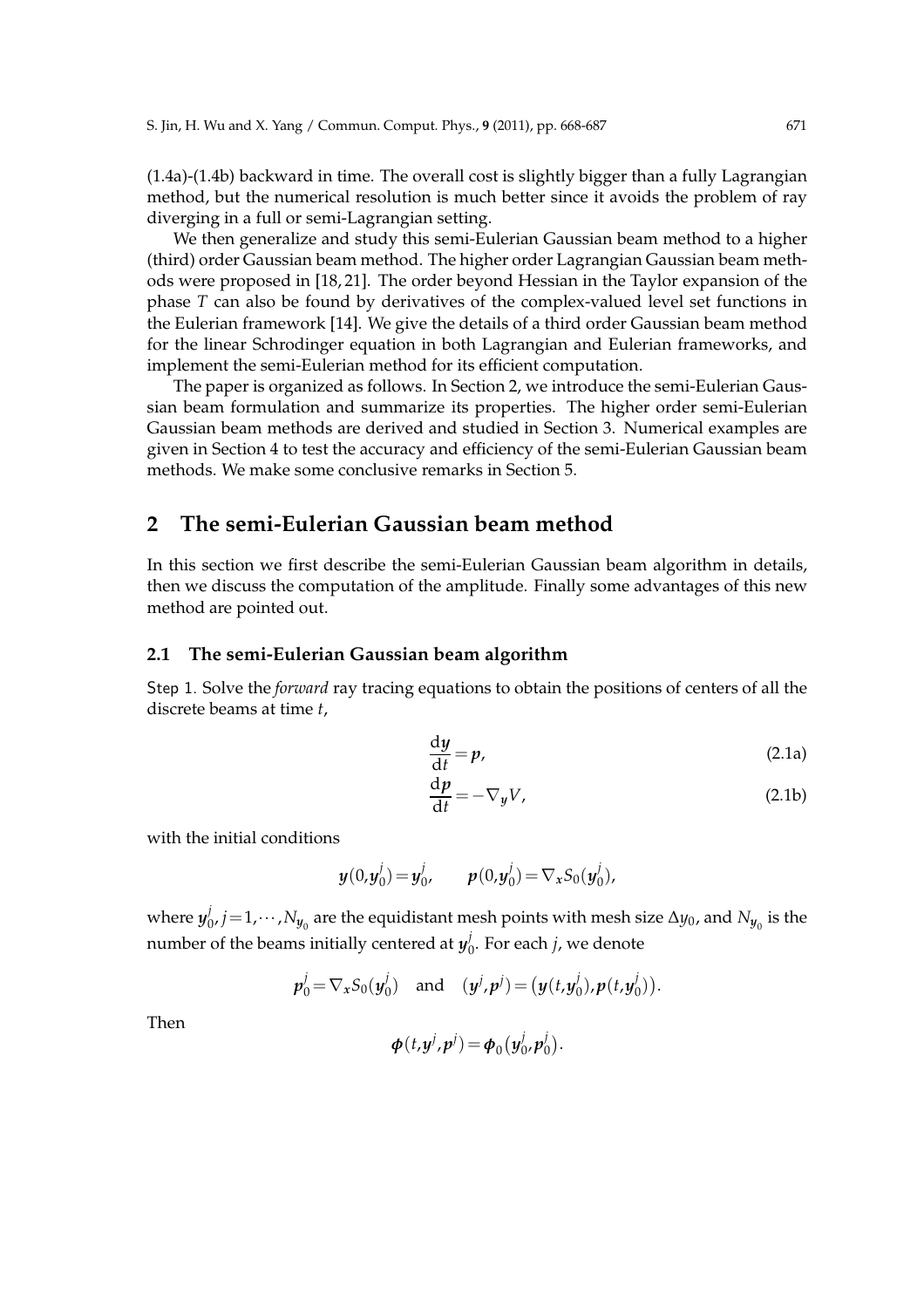(1.4a)-(1.4b) backward in time. The overall cost is slightly bigger than a fully Lagrangian method, but the numerical resolution is much better since it avoids the problem of ray diverging in a full or semi-Lagrangian setting.

We then generalize and study this semi-Eulerian Gaussian beam method to a higher (third) order Gaussian beam method. The higher order Lagrangian Gaussian beam methods were proposed in [18, 21]. The order beyond Hessian in the Taylor expansion of the phase $T$ can also be found by derivatives of the complex-valued level set functions in the Eulerian framework [14]. We give the details of a third order Gaussian beam method for the linear Schrodinger equation in both Lagrangian and Eulerian frameworks, and implement the semi-Eulerian method for its efficient computation.

The paper is organized as follows. In Section 2, we introduce the semi-Eulerian Gaussian beam formulation and summarize its properties. The higher order semi-Eulerian Gaussian beam methods are derived and studied in Section 3. Numerical examples are given in Section 4 to test the accuracy and efficiency of the semi-Eulerian Gaussian beam methods. We make some conclusive remarks in Section 5.

## 2 The semi-Eulerian Gaussian beam method

In this section we first describe the semi-Eulerian Gaussian beam algorithm in details, then we discuss the computation of the amplitude. Finally some advantages of this new method are pointed out.

### 2.1 The semi-Eulerian Gaussian beam algorithm

Step 1. Solve the *forward* ray tracing equations to obtain the positions of centers of all the discrete beams at time $t$,

$$\frac{\mathrm{d}\boldsymbol{y}}{\mathrm{d}t} = \boldsymbol{p}, \tag{2.1a}$$

$$\frac{\mathrm{d}\boldsymbol{p}}{\mathrm{d}t} = -\nabla_{\boldsymbol{y}} V, \tag{2.1b}$$

with the initial conditions

$$\boldsymbol{y}(0,\boldsymbol{y}_0^j) = \boldsymbol{y}_0^j, \qquad \boldsymbol{p}(0,\boldsymbol{y}_0^j) = \nabla_{\boldsymbol{x}} S_0(\boldsymbol{y}_0^j),$$

where $\boldsymbol{y}_0^j, j=1,\cdots,N_{y_0}$ are the equidistant mesh points with mesh size $\Delta y_0$, and $N_{y_0}$ is the number of the beams initially centered at $\boldsymbol{y}_0^j$. For each $j$, we denote

$$\boldsymbol{p}_0^j = \nabla_{\boldsymbol{x}} S_0(\boldsymbol{y}_0^j) \quad \text{and} \quad (\boldsymbol{y}^j, \boldsymbol{p}^j) = \big(\boldsymbol{y}(t,\boldsymbol{y}_0^j), \boldsymbol{p}(t,\boldsymbol{y}_0^j)\big).$$

Then

$$\boldsymbol{\phi}(t,\boldsymbol{y}^j,\boldsymbol{p}^j) = \boldsymbol{\phi}_0(\boldsymbol{y}_0^j,\boldsymbol{p}_0^j).$$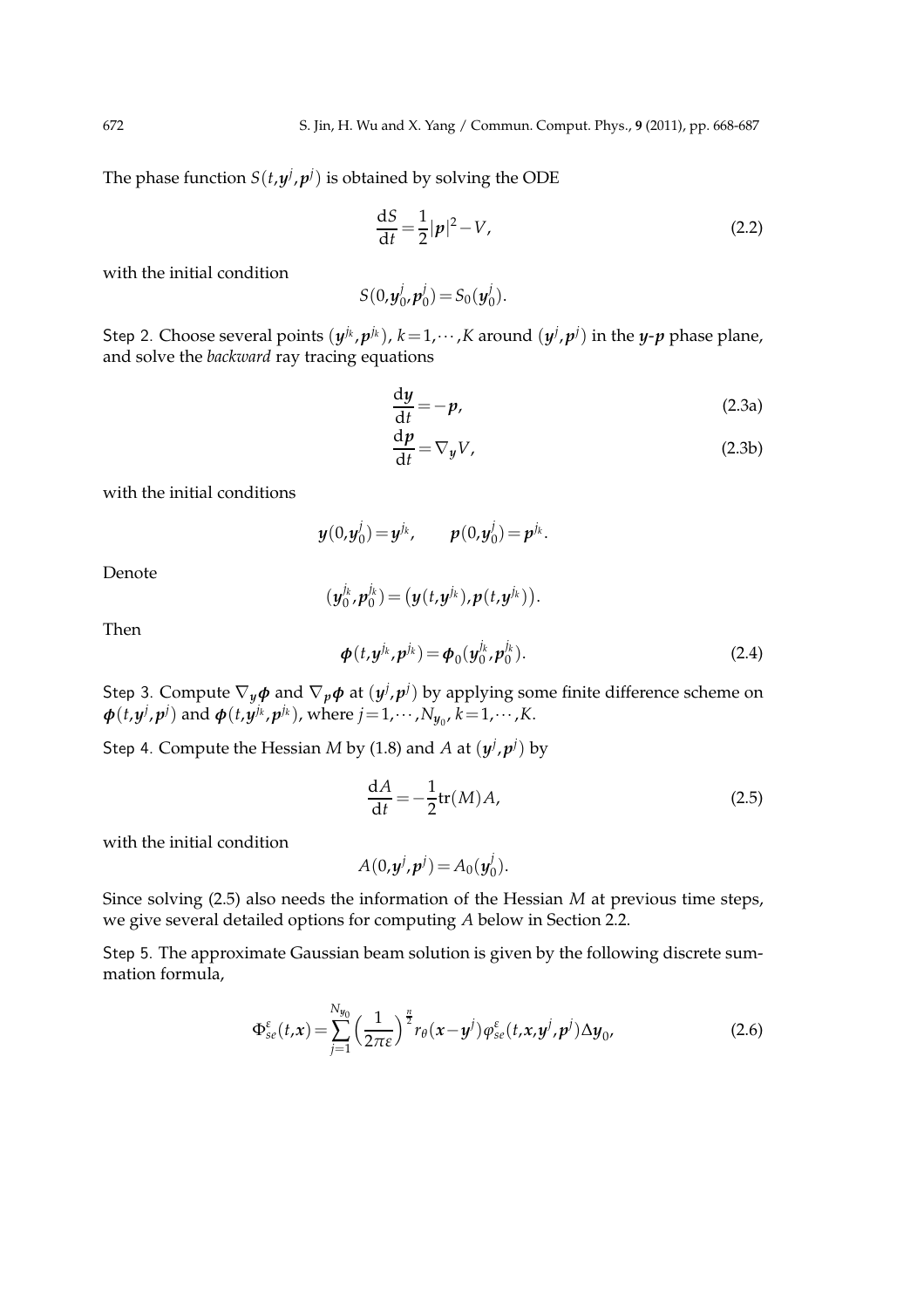The phase function $S(t,\boldsymbol{y}^j,\boldsymbol{p}^j)$ is obtained by solving the ODE

$$\frac{\mathrm{d}S}{\mathrm{d}t} = \frac{1}{2}|\boldsymbol{p}|^2 - V, \tag{2.2}$$

with the initial condition

$$S(0,\boldsymbol{y}_0^j,\boldsymbol{p}_0^j) = S_0(\boldsymbol{y}_0^j).$$

Step 2. Choose several points $(\boldsymbol{y}^{j_k},\boldsymbol{p}^{j_k})$, $k=1,\cdots,K$ around $(\boldsymbol{y}^j,\boldsymbol{p}^j)$ in the $\boldsymbol{y}$-$\boldsymbol{p}$ phase plane, and solve the *backward* ray tracing equations

$$\frac{\mathrm{d}\boldsymbol{y}}{\mathrm{d}t} = -\boldsymbol{p}, \tag{2.3a}$$

$$\frac{\mathrm{d}\boldsymbol{p}}{\mathrm{d}t} = \nabla_{\boldsymbol{y}} V, \tag{2.3b}$$

with the initial conditions

$$\boldsymbol{y}(0,\boldsymbol{y}_0^j) = \boldsymbol{y}^{j_k}, \qquad \boldsymbol{p}(0,\boldsymbol{y}_0^j) = \boldsymbol{p}^{j_k}.$$

Denote

$$(\boldsymbol{y}_0^{j_k},\boldsymbol{p}_0^{j_k}) = \big(\boldsymbol{y}(t,\boldsymbol{y}^{j_k}),\boldsymbol{p}(t,\boldsymbol{y}^{j_k})\big).$$

Then

$$\boldsymbol{\phi}(t,\boldsymbol{y}^{j_k},\boldsymbol{p}^{j_k}) = \boldsymbol{\phi}_0(\boldsymbol{y}_0^{j_k},\boldsymbol{p}_0^{j_k}). \tag{2.4}$$

Step 3. Compute $\nabla_{\boldsymbol{y}}\boldsymbol{\phi}$ and $\nabla_{\boldsymbol{p}}\boldsymbol{\phi}$ at $(\boldsymbol{y}^j,\boldsymbol{p}^j)$ by applying some finite difference scheme on $\boldsymbol{\phi}(t,\boldsymbol{y}^j,\boldsymbol{p}^j)$ and $\boldsymbol{\phi}(t,\boldsymbol{y}^{j_k},\boldsymbol{p}^{j_k})$, where $j=1,\cdots,N_{y_0}$, $k=1,\cdots,K$.

Step 4. Compute the Hessian $M$ by (1.8) and $A$ at $(\boldsymbol{y}^j,\boldsymbol{p}^j)$ by

$$\frac{\mathrm{d}A}{\mathrm{d}t} = -\frac{1}{2}\mathrm{tr}(M)A, \tag{2.5}$$

with the initial condition

$$A(0,\boldsymbol{y}^j,\boldsymbol{p}^j) = A_0(\boldsymbol{y}_0^j).$$

Since solving (2.5) also needs the information of the Hessian $M$ at previous time steps, we give several detailed options for computing $A$ below in Section 2.2.

Step 5. The approximate Gaussian beam solution is given by the following discrete summation formula,

$$\Phi_{se}^{\varepsilon}(t,\boldsymbol{x}) = \sum_{j=1}^{N_{y_0}} \Big(\frac{1}{2\pi\varepsilon}\Big)^{\frac{n}{2}} r_\theta(\boldsymbol{x}-\boldsymbol{y}^j)\varphi_{se}^{\varepsilon}(t,\boldsymbol{x},\boldsymbol{y}^j,\boldsymbol{p}^j)\Delta\boldsymbol{y}_0, \tag{2.6}$$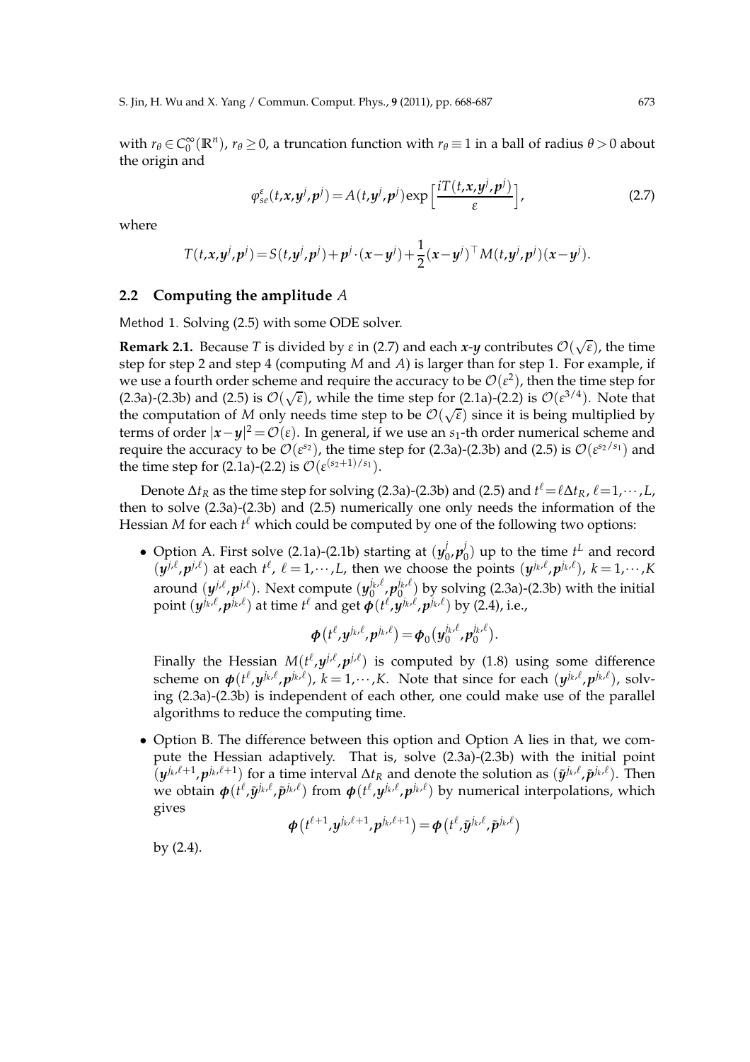with $r_\theta \in C_0^\infty(\mathbb{R}^n)$, $r_\theta \geq 0$, a truncation function with $r_\theta \equiv 1$ in a ball of radius $\theta > 0$ about the origin and

$$\varphi_{se}^\varepsilon(t,\boldsymbol{x},\boldsymbol{y}^j,\boldsymbol{p}^j) = A(t,\boldsymbol{y}^j,\boldsymbol{p}^j)\exp\Big[\frac{iT(t,\boldsymbol{x},\boldsymbol{y}^j,\boldsymbol{p}^j)}{\varepsilon}\Big], \tag{2.7}$$

where

$$T(t,\boldsymbol{x},\boldsymbol{y}^j,\boldsymbol{p}^j) = S(t,\boldsymbol{y}^j,\boldsymbol{p}^j) + \boldsymbol{p}^j\cdot(\boldsymbol{x}-\boldsymbol{y}^j) + \frac{1}{2}(\boldsymbol{x}-\boldsymbol{y}^j)^\top M(t,\boldsymbol{y}^j,\boldsymbol{p}^j)(\boldsymbol{x}-\boldsymbol{y}^j).$$

## 2.2 Computing the amplitude $A$

Method 1. Solving (2.5) with some ODE solver.

**Remark 2.1.** Because $T$ is divided by $\varepsilon$ in (2.7) and each $\boldsymbol{x}$-$\boldsymbol{y}$ contributes $\mathcal{O}(\sqrt{\varepsilon})$, the time step for step 2 and step 4 (computing $M$ and $A$) is larger than for step 1. For example, if we use a fourth order scheme and require the accuracy to be $\mathcal{O}(\varepsilon^2)$, then the time step for (2.3a)-(2.3b) and (2.5) is $\mathcal{O}(\sqrt{\varepsilon})$, while the time step for (2.1a)-(2.2) is $\mathcal{O}(\varepsilon^{3/4})$. Note that the computation of $M$ only needs time step to be $\mathcal{O}(\sqrt{\varepsilon})$ since it is being multiplied by terms of order $|\boldsymbol{x}-\boldsymbol{y}|^2 = \mathcal{O}(\varepsilon)$. In general, if we use an $s_1$-th order numerical scheme and require the accuracy to be $\mathcal{O}(\varepsilon^{s_2})$, the time step for (2.3a)-(2.3b) and (2.5) is $\mathcal{O}(\varepsilon^{s_2/s_1})$ and the time step for (2.1a)-(2.2) is $\mathcal{O}(\varepsilon^{(s_2+1)/s_1})$.

Denote $\Delta t_R$ as the time step for solving (2.3a)-(2.3b) and (2.5) and $t^\ell = \ell\Delta t_R$, $\ell = 1,\cdots,L$, then to solve (2.3a)-(2.3b) and (2.5) numerically one only needs the information of the Hessian $M$ for each $t^\ell$ which could be computed by one of the following two options:

- Option A. First solve (2.1a)-(2.1b) starting at $(\boldsymbol{y}_0^j,\boldsymbol{p}_0^j)$ up to the time $t^L$ and record $(\boldsymbol{y}^{j,\ell},\boldsymbol{p}^{j,\ell})$ at each $t^\ell$, $\ell = 1,\cdots,L$, then we choose the points $(\boldsymbol{y}^{j_k,\ell},\boldsymbol{p}^{j_k,\ell})$, $k = 1,\cdots,K$ around $(\boldsymbol{y}^{j,\ell},\boldsymbol{p}^{j,\ell})$. Next compute $(\boldsymbol{y}_0^{j_k,\ell},\boldsymbol{p}_0^{j_k,\ell})$ by solving (2.3a)-(2.3b) with the initial point $(\boldsymbol{y}^{j_k,\ell},\boldsymbol{p}^{j_k,\ell})$ at time $t^\ell$ and get $\boldsymbol{\phi}(t^\ell,\boldsymbol{y}^{j_k,\ell},\boldsymbol{p}^{j_k,\ell})$ by (2.4), i.e.,

  $$\boldsymbol{\phi}\big(t^\ell,\boldsymbol{y}^{j_k,\ell},\boldsymbol{p}^{j_k,\ell}\big) = \boldsymbol{\phi}_0\big(\boldsymbol{y}_0^{j_k,\ell},\boldsymbol{p}_0^{j_k,\ell}\big).$$

  Finally the Hessian $M(t^\ell,\boldsymbol{y}^{j,\ell},\boldsymbol{p}^{j,\ell})$ is computed by (1.8) using some difference scheme on $\boldsymbol{\phi}(t^\ell,\boldsymbol{y}^{j_k,\ell},\boldsymbol{p}^{j_k,\ell})$, $k = 1,\cdots,K$. Note that since for each $(\boldsymbol{y}^{j_k,\ell},\boldsymbol{p}^{j_k,\ell})$, solving (2.3a)-(2.3b) is independent of each other, one could make use of the parallel algorithms to reduce the computing time.

- Option B. The difference between this option and Option A lies in that, we compute the Hessian adaptively. That is, solve (2.3a)-(2.3b) with the initial point $(\boldsymbol{y}^{j_k,\ell+1},\boldsymbol{p}^{j_k,\ell+1})$ for a time interval $\Delta t_R$ and denote the solution as $(\tilde{\boldsymbol{y}}^{j_k,\ell},\tilde{\boldsymbol{p}}^{j_k,\ell})$. Then we obtain $\boldsymbol{\phi}(t^\ell,\tilde{\boldsymbol{y}}^{j_k,\ell},\tilde{\boldsymbol{p}}^{j_k,\ell})$ from $\boldsymbol{\phi}(t^\ell,\boldsymbol{y}^{j_k,\ell},\boldsymbol{p}^{j_k,\ell})$ by numerical interpolations, which gives

  $$\boldsymbol{\phi}\big(t^{\ell+1},\boldsymbol{y}^{j_k,\ell+1},\boldsymbol{p}^{j_k,\ell+1}\big) = \boldsymbol{\phi}\big(t^\ell,\tilde{\boldsymbol{y}}^{j_k,\ell},\tilde{\boldsymbol{p}}^{j_k,\ell}\big)$$

  by (2.4).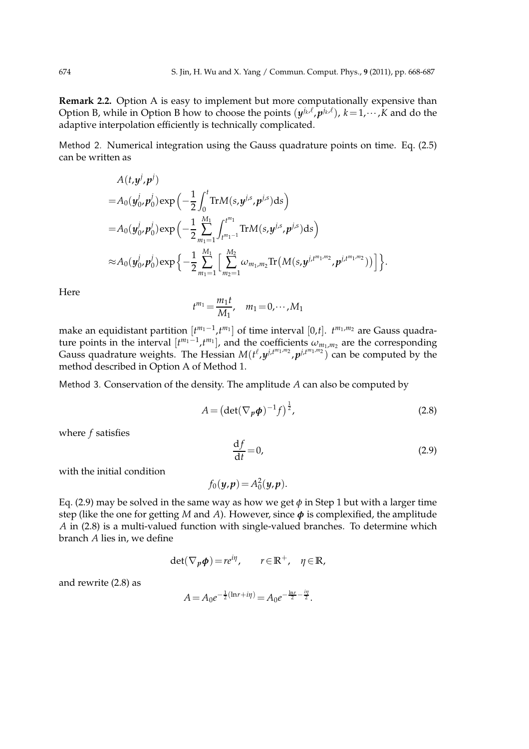**Remark 2.2.** Option A is easy to implement but more computationally expensive than Option B, while in Option B how to choose the points $(\boldsymbol{y}^{j_k,\ell},\boldsymbol{p}^{j_k,\ell})$, $k=1,\cdots,K$ and do the adaptive interpolation efficiently is technically complicated.

Method 2. Numerical integration using the Gauss quadrature points on time. Eq. (2.5) can be written as

$$
\begin{aligned}
&A(t,\boldsymbol{y}^j,\boldsymbol{p}^j)\\
=&A_0(\boldsymbol{y}_0^j,\boldsymbol{p}_0^j)\exp\Big(-\frac{1}{2}\int_0^t \mathrm{Tr}M(s,\boldsymbol{y}^{j,s},\boldsymbol{p}^{j,s})\mathrm{d}s\Big)\\
=&A_0(\boldsymbol{y}_0^j,\boldsymbol{p}_0^j)\exp\Big(-\frac{1}{2}\sum_{m_1=1}^{M_1}\int_{t^{m_1-1}}^{t^{m_1}} \mathrm{Tr}M(s,\boldsymbol{y}^{j,s},\boldsymbol{p}^{j,s})\mathrm{d}s\Big)\\
\approx&A_0(\boldsymbol{y}_0^j,\boldsymbol{p}_0^j)\exp\Big\{-\frac{1}{2}\sum_{m_1=1}^{M_1}\Big[\sum_{m_2=1}^{M_2}\omega_{m_1,m_2}\mathrm{Tr}\big(M(s,\boldsymbol{y}^{j,t^{m_1,m_2}},\boldsymbol{p}^{j,t^{m_1,m_2}})\big)\Big]\Big\}.
\end{aligned}
$$

Here

$$
t^{m_1}=\frac{m_1 t}{M_1},\quad m_1=0,\cdots,M_1
$$

make an equidistant partition $[t^{m_1-1},t^{m_1}]$ of time interval $[0,t]$. $t^{m_1,m_2}$ are Gauss quadrature points in the interval $[t^{m_1-1},t^{m_1}]$, and the coefficients $\omega_{m_1,m_2}$ are the corresponding Gauss quadrature weights. The Hessian $M(t^\ell,\boldsymbol{y}^{j,t^{m_1,m_2}},\boldsymbol{p}^{j,t^{m_1,m_2}})$ can be computed by the method described in Option A of Method 1.

Method 3. Conservation of the density. The amplitude $A$ can also be computed by

$$
A=\big(\det(\nabla_{\boldsymbol{p}}\boldsymbol{\phi})^{-1}f\big)^{\frac{1}{2}}, \tag{2.8}
$$

where $f$ satisfies

$$
\frac{\mathrm{d}f}{\mathrm{d}t}=0, \tag{2.9}
$$

with the initial condition

$$
f_0(\boldsymbol{y},\boldsymbol{p})=A_0^2(\boldsymbol{y},\boldsymbol{p}).
$$

Eq. (2.9) may be solved in the same way as how we get $\phi$ in Step 1 but with a larger time step (like the one for getting $M$ and $A$). However, since $\boldsymbol{\phi}$ is complexified, the amplitude $A$ in (2.8) is a multi-valued function with single-valued branches. To determine which branch $A$ lies in, we define

$$
\det(\nabla_{\boldsymbol{p}}\boldsymbol{\phi})=re^{i\eta},\qquad r\in\mathbb{R}^+,\quad \eta\in\mathbb{R},
$$

and rewrite (2.8) as

$$
A=A_0e^{-\frac{1}{2}(\ln r+i\eta)}=A_0e^{-\frac{\ln r}{2}-\frac{i\eta}{2}}.
$$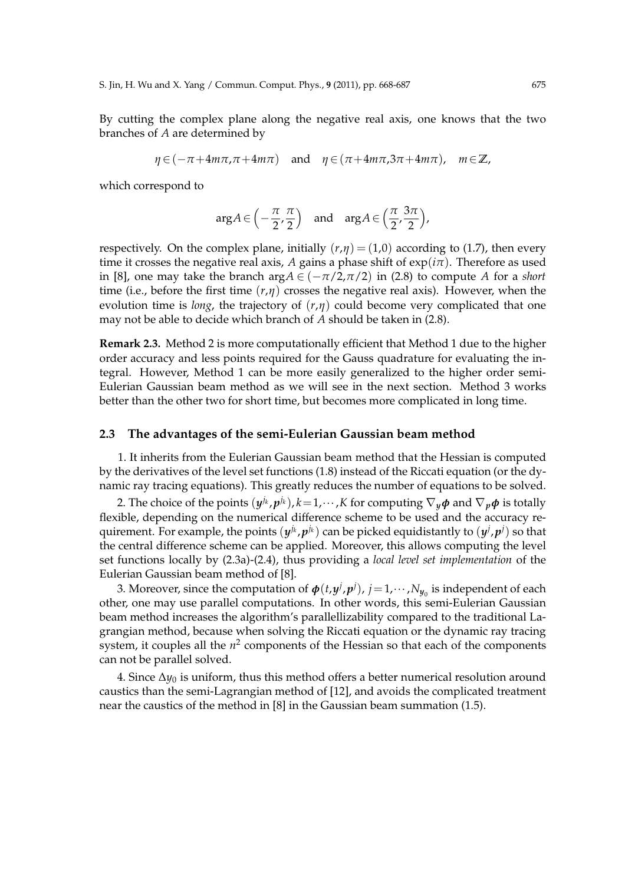By cutting the complex plane along the negative real axis, one knows that the two branches of $A$ are determined by

$$\eta \in (-\pi+4m\pi, \pi+4m\pi) \quad \text{and} \quad \eta \in (\pi+4m\pi, 3\pi+4m\pi), \quad m \in \mathbb{Z},$$

which correspond to

$$\arg A \in \Big(-\frac{\pi}{2}, \frac{\pi}{2}\Big) \quad \text{and} \quad \arg A \in \Big(\frac{\pi}{2}, \frac{3\pi}{2}\Big),$$

respectively. On the complex plane, initially $(r,\eta) = (1,0)$ according to (1.7), then every time it crosses the negative real axis, $A$ gains a phase shift of $\exp(i\pi)$. Therefore as used in [8], one may take the branch $\arg A \in (-\pi/2, \pi/2)$ in (2.8) to compute $A$ for a *short* time (i.e., before the first time $(r,\eta)$ crosses the negative real axis). However, when the evolution time is *long*, the trajectory of $(r,\eta)$ could become very complicated that one may not be able to decide which branch of $A$ should be taken in (2.8).

**Remark 2.3.** Method 2 is more computationally efficient that Method 1 due to the higher order accuracy and less points required for the Gauss quadrature for evaluating the integral. However, Method 1 can be more easily generalized to the higher order semi-Eulerian Gaussian beam method as we will see in the next section. Method 3 works better than the other two for short time, but becomes more complicated in long time.

### 2.3 The advantages of the semi-Eulerian Gaussian beam method

1. It inherits from the Eulerian Gaussian beam method that the Hessian is computed by the derivatives of the level set functions (1.8) instead of the Riccati equation (or the dynamic ray tracing equations). This greatly reduces the number of equations to be solved.

2. The choice of the points $(\boldsymbol{y}^{j_k}, \boldsymbol{p}^{j_k}), k = 1, \cdots, K$ for computing $\nabla_{\boldsymbol{y}}\boldsymbol{\phi}$ and $\nabla_{\boldsymbol{p}}\boldsymbol{\phi}$ is totally flexible, depending on the numerical difference scheme to be used and the accuracy requirement. For example, the points $(\boldsymbol{y}^{j_k}, \boldsymbol{p}^{j_k})$ can be picked equidistantly to $(\boldsymbol{y}^j, \boldsymbol{p}^j)$ so that the central difference scheme can be applied. Moreover, this allows computing the level set functions locally by (2.3a)-(2.4), thus providing a *local level set implementation* of the Eulerian Gaussian beam method of [8].

3. Moreover, since the computation of $\boldsymbol{\phi}(t, \boldsymbol{y}^j, \boldsymbol{p}^j)$, $j = 1, \cdots, N_{\boldsymbol{y}_0}$ is independent of each other, one may use parallel computations. In other words, this semi-Eulerian Gaussian beam method increases the algorithm's parallellizability compared to the traditional Lagrangian method, because when solving the Riccati equation or the dynamic ray tracing system, it couples all the $n^2$ components of the Hessian so that each of the components can not be parallel solved.

4. Since $\Delta y_0$ is uniform, thus this method offers a better numerical resolution around caustics than the semi-Lagrangian method of [12], and avoids the complicated treatment near the caustics of the method in [8] in the Gaussian beam summation (1.5).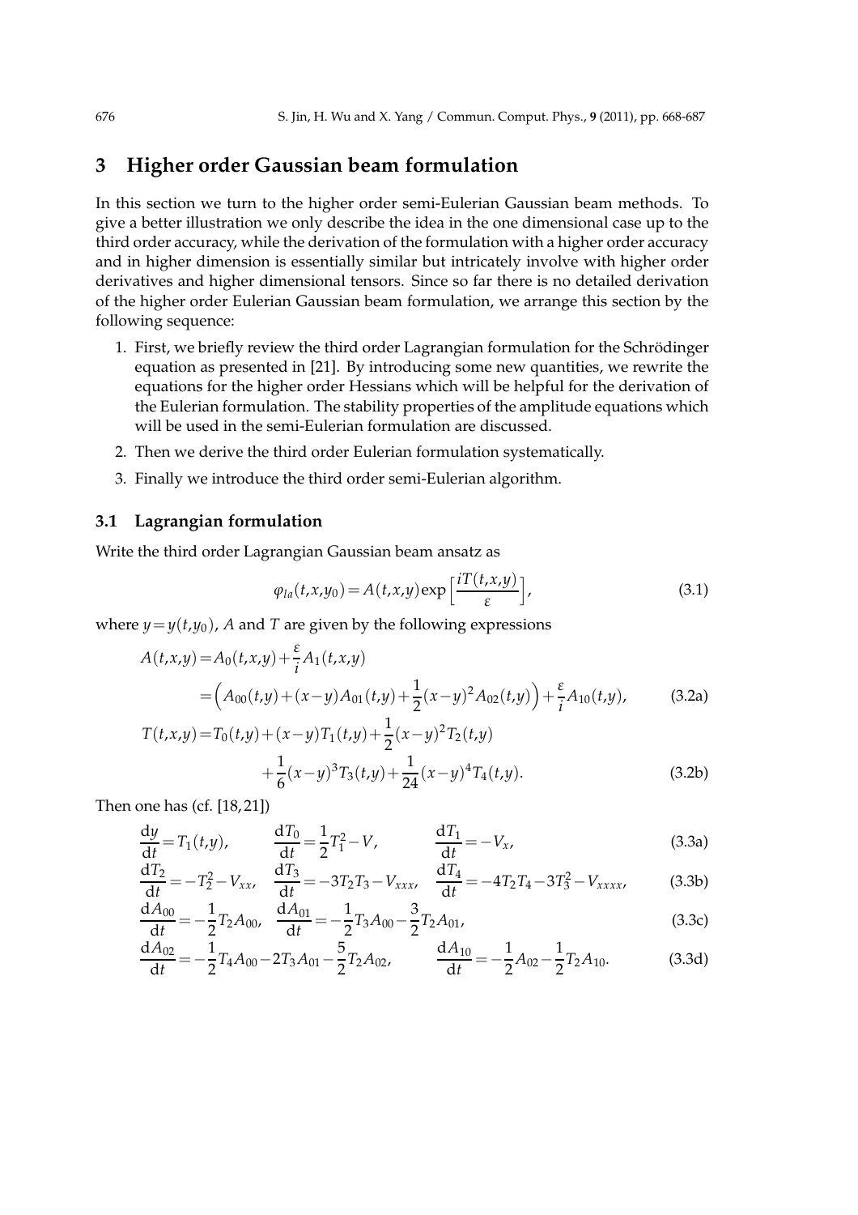## 3 Higher order Gaussian beam formulation

In this section we turn to the higher order semi-Eulerian Gaussian beam methods. To give a better illustration we only describe the idea in the one dimensional case up to the third order accuracy, while the derivation of the formulation with a higher order accuracy and in higher dimension is essentially similar but intricately involve with higher order derivatives and higher dimensional tensors. Since so far there is no detailed derivation of the higher order Eulerian Gaussian beam formulation, we arrange this section by the following sequence:

1. First, we briefly review the third order Lagrangian formulation for the Schrödinger equation as presented in [21]. By introducing some new quantities, we rewrite the equations for the higher order Hessians which will be helpful for the derivation of the Eulerian formulation. The stability properties of the amplitude equations which will be used in the semi-Eulerian formulation are discussed.
2. Then we derive the third order Eulerian formulation systematically.
3. Finally we introduce the third order semi-Eulerian algorithm.

### 3.1 Lagrangian formulation

Write the third order Lagrangian Gaussian beam ansatz as

$$\varphi_{la}(t,x,y_0) = A(t,x,y)\exp\Big[\frac{iT(t,x,y)}{\varepsilon}\Big], \tag{3.1}$$

where $y = y(t,y_0)$, $A$ and $T$ are given by the following expressions

$$\begin{aligned} A(t,x,y) &= A_0(t,x,y) + \frac{\varepsilon}{i}A_1(t,x,y) \\ &= \Big(A_{00}(t,y) + (x-y)A_{01}(t,y) + \frac{1}{2}(x-y)^2 A_{02}(t,y)\Big) + \frac{\varepsilon}{i}A_{10}(t,y), \end{aligned} \tag{3.2a}$$

$$\begin{aligned} T(t,x,y) = &T_0(t,y) + (x-y)T_1(t,y) + \frac{1}{2}(x-y)^2 T_2(t,y) \\ &+ \frac{1}{6}(x-y)^3 T_3(t,y) + \frac{1}{24}(x-y)^4 T_4(t,y). \end{aligned} \tag{3.2b}$$

Then one has (cf. [18,21])

$$\frac{\mathrm{d}y}{\mathrm{d}t} = T_1(t,y), \qquad \frac{\mathrm{d}T_0}{\mathrm{d}t} = \frac{1}{2}T_1^2 - V, \qquad \frac{\mathrm{d}T_1}{\mathrm{d}t} = -V_x, \tag{3.3a}$$

$$\frac{\mathrm{d}T_2}{\mathrm{d}t} = -T_2^2 - V_{xx}, \quad \frac{\mathrm{d}T_3}{\mathrm{d}t} = -3T_2T_3 - V_{xxx}, \quad \frac{\mathrm{d}T_4}{\mathrm{d}t} = -4T_2T_4 - 3T_3^2 - V_{xxxx}, \tag{3.3b}$$

$$\frac{\mathrm{d}A_{00}}{\mathrm{d}t} = -\frac{1}{2}T_2A_{00}, \quad \frac{\mathrm{d}A_{01}}{\mathrm{d}t} = -\frac{1}{2}T_3A_{00} - \frac{3}{2}T_2A_{01}, \tag{3.3c}$$

$$\frac{\mathrm{d}A_{02}}{\mathrm{d}t} = -\frac{1}{2}T_4A_{00} - 2T_3A_{01} - \frac{5}{2}T_2A_{02}, \qquad \frac{\mathrm{d}A_{10}}{\mathrm{d}t} = -\frac{1}{2}A_{02} - \frac{1}{2}T_2A_{10}. \tag{3.3d}$$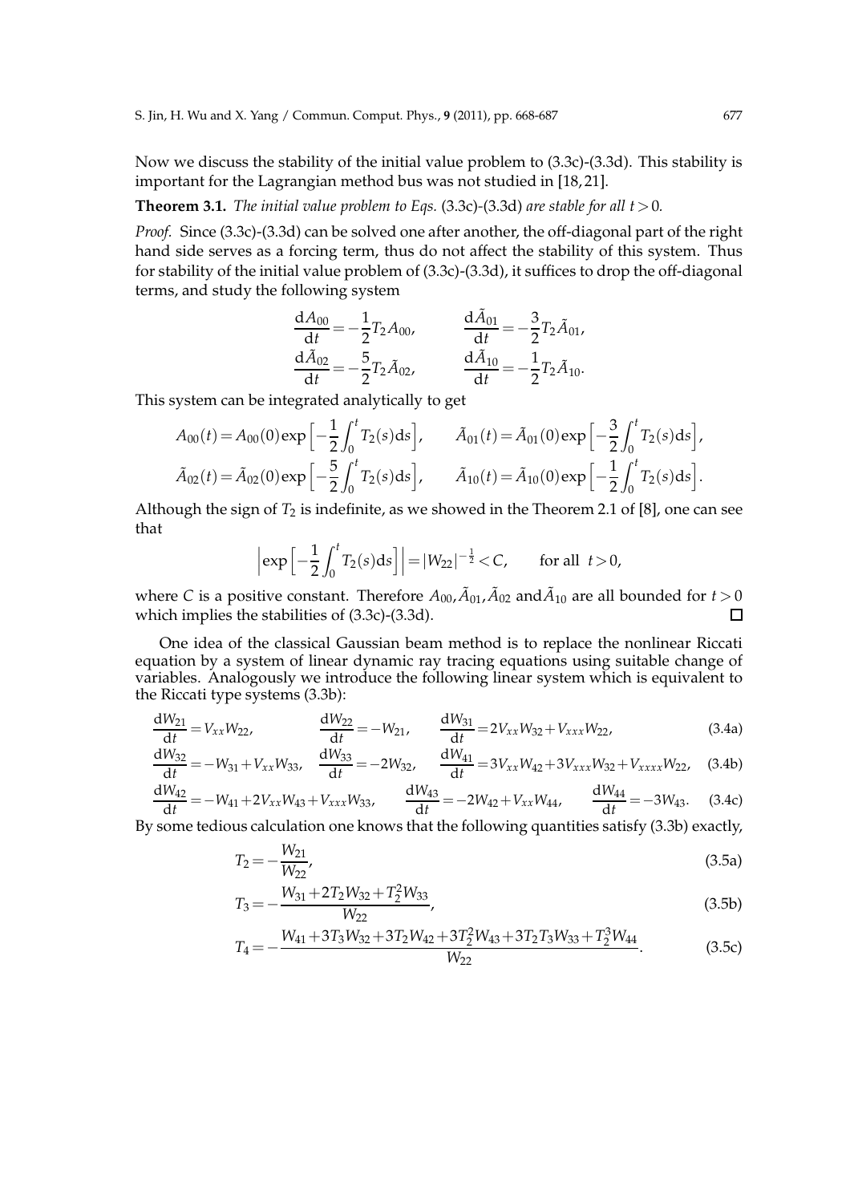Now we discuss the stability of the initial value problem to (3.3c)-(3.3d). This stability is important for the Lagrangian method bus was not studied in [18, 21].

**Theorem 3.1.** *The initial value problem to Eqs.* (3.3c)-(3.3d) *are stable for all* $t>0$*.*

*Proof.* Since (3.3c)-(3.3d) can be solved one after another, the off-diagonal part of the right hand side serves as a forcing term, thus do not affect the stability of this system. Thus for stability of the initial value problem of (3.3c)-(3.3d), it suffices to drop the off-diagonal terms, and study the following system

$$\frac{\mathrm{d}A_{00}}{\mathrm{d}t} = -\frac{1}{2}T_2 A_{00}, \qquad \frac{\mathrm{d}\tilde{A}_{01}}{\mathrm{d}t} = -\frac{3}{2}T_2 \tilde{A}_{01},$$
$$\frac{\mathrm{d}\tilde{A}_{02}}{\mathrm{d}t} = -\frac{5}{2}T_2 \tilde{A}_{02}, \qquad \frac{\mathrm{d}\tilde{A}_{10}}{\mathrm{d}t} = -\frac{1}{2}T_2 \tilde{A}_{10}.$$

This system can be integrated analytically to get

$$A_{00}(t) = A_{00}(0)\exp\Big[-\frac{1}{2}\int_0^t T_2(s)\mathrm{d}s\Big], \qquad \tilde{A}_{01}(t) = \tilde{A}_{01}(0)\exp\Big[-\frac{3}{2}\int_0^t T_2(s)\mathrm{d}s\Big],$$
$$\tilde{A}_{02}(t) = \tilde{A}_{02}(0)\exp\Big[-\frac{5}{2}\int_0^t T_2(s)\mathrm{d}s\Big], \qquad \tilde{A}_{10}(t) = \tilde{A}_{10}(0)\exp\Big[-\frac{1}{2}\int_0^t T_2(s)\mathrm{d}s\Big].$$

Although the sign of $T_2$ is indefinite, as we showed in the Theorem 2.1 of [8], one can see that

$$\Big|\exp\Big[-\frac{1}{2}\int_0^t T_2(s)\mathrm{d}s\Big]\Big| = |W_{22}|^{-\frac{1}{2}} < C, \qquad \text{for all } \ t>0,$$

where $C$ is a positive constant. Therefore $A_{00}, \tilde{A}_{01}, \tilde{A}_{02}$ and$\tilde{A}_{10}$ are all bounded for $t>0$ which implies the stabilities of (3.3c)-(3.3d). □

One idea of the classical Gaussian beam method is to replace the nonlinear Riccati equation by a system of linear dynamic ray tracing equations using suitable change of variables. Analogously we introduce the following linear system which is equivalent to the Riccati type systems (3.3b):

$$\frac{\mathrm{d}W_{21}}{\mathrm{d}t} = V_{xx}W_{22}, \qquad \frac{\mathrm{d}W_{22}}{\mathrm{d}t} = -W_{21}, \qquad \frac{\mathrm{d}W_{31}}{\mathrm{d}t} = 2V_{xx}W_{32} + V_{xxx}W_{22}, \tag{3.4a}$$

$$\frac{\mathrm{d}W_{32}}{\mathrm{d}t} = -W_{31} + V_{xx}W_{33}, \quad \frac{\mathrm{d}W_{33}}{\mathrm{d}t} = -2W_{32}, \quad \frac{\mathrm{d}W_{41}}{\mathrm{d}t} = 3V_{xx}W_{42} + 3V_{xxx}W_{32} + V_{xxxx}W_{22}, \tag{3.4b}$$

$$\frac{\mathrm{d}W_{42}}{\mathrm{d}t} = -W_{41} + 2V_{xx}W_{43} + V_{xxx}W_{33}, \qquad \frac{\mathrm{d}W_{43}}{\mathrm{d}t} = -2W_{42} + V_{xx}W_{44}, \qquad \frac{\mathrm{d}W_{44}}{\mathrm{d}t} = -3W_{43}. \tag{3.4c}$$

By some tedious calculation one knows that the following quantities satisfy (3.3b) exactly,

$$T_2 = -\frac{W_{21}}{W_{22}}, \tag{3.5a}$$

$$T_3 = -\frac{W_{31} + 2T_2 W_{32} + T_2^2 W_{33}}{W_{22}}, \tag{3.5b}$$

$$T_4 = -\frac{W_{41} + 3T_3 W_{32} + 3T_2 W_{42} + 3T_2^2 W_{43} + 3T_2 T_3 W_{33} + T_2^3 W_{44}}{W_{22}}. \tag{3.5c}$$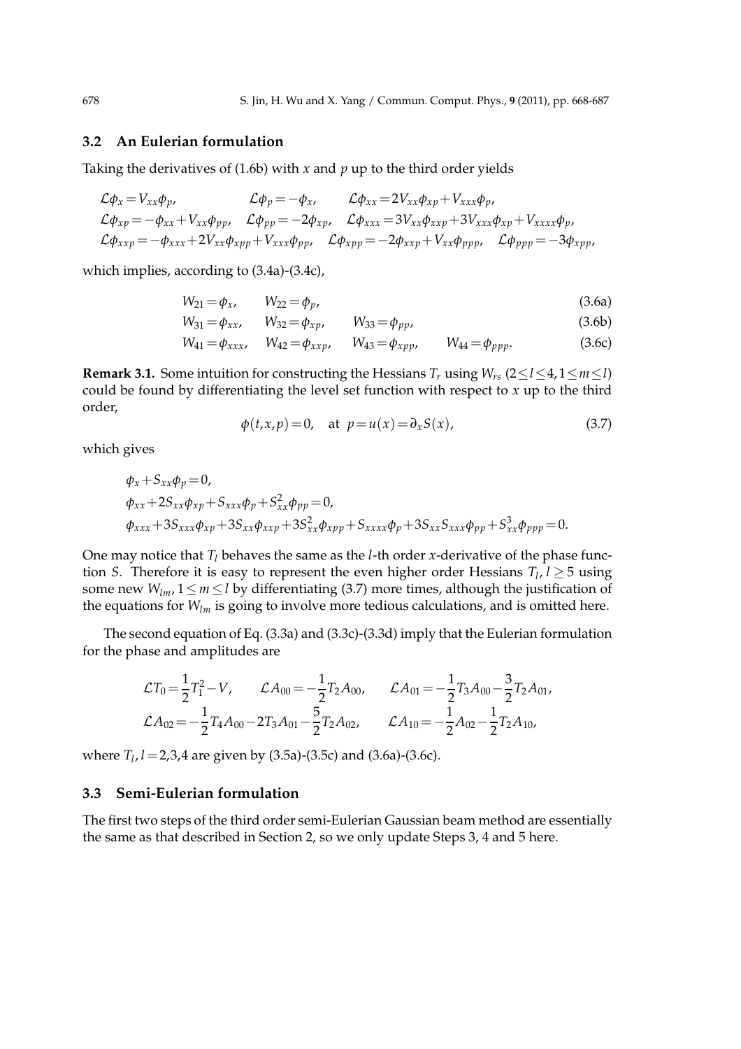### 3.2 An Eulerian formulation

Taking the derivatives of (1.6b) with $x$ and $p$ up to the third order yields

$$
\begin{aligned}
&\mathcal{L}\phi_x = V_{xx}\phi_p, \qquad \mathcal{L}\phi_p = -\phi_x, \qquad \mathcal{L}\phi_{xx} = 2V_{xx}\phi_{xp} + V_{xxx}\phi_p,\\
&\mathcal{L}\phi_{xp} = -\phi_{xx} + V_{xx}\phi_{pp}, \quad \mathcal{L}\phi_{pp} = -2\phi_{xp}, \quad \mathcal{L}\phi_{xxx} = 3V_{xx}\phi_{xxp} + 3V_{xxx}\phi_{xp} + V_{xxxx}\phi_p,\\
&\mathcal{L}\phi_{xxp} = -\phi_{xxx} + 2V_{xx}\phi_{xpp} + V_{xxx}\phi_{pp}, \quad \mathcal{L}\phi_{xpp} = -2\phi_{xxp} + V_{xx}\phi_{ppp}, \quad \mathcal{L}\phi_{ppp} = -3\phi_{xpp},
\end{aligned}
$$

which implies, according to (3.4a)-(3.4c),

$$
W_{21} = \phi_x, \qquad W_{22} = \phi_p, \tag{3.6a}
$$

$$
W_{31} = \phi_{xx}, \qquad W_{32} = \phi_{xp}, \qquad W_{33} = \phi_{pp}, \tag{3.6b}
$$

$$
W_{41} = \phi_{xxx}, \qquad W_{42} = \phi_{xxp}, \qquad W_{43} = \phi_{xpp}, \qquad W_{44} = \phi_{ppp}. \tag{3.6c}
$$

**Remark 3.1.** Some intuition for constructing the Hessians $T_r$ using $W_{rs}$ $(2 \le l \le 4, 1 \le m \le l)$ could be found by differentiating the level set function with respect to $x$ up to the third order,

$$
\phi(t,x,p) = 0, \quad \text{at } p = u(x) = \partial_x S(x), \tag{3.7}
$$

which gives

$$
\begin{aligned}
&\phi_x + S_{xx}\phi_p = 0,\\
&\phi_{xx} + 2S_{xx}\phi_{xp} + S_{xxx}\phi_p + S_{xx}^2\phi_{pp} = 0,\\
&\phi_{xxx} + 3S_{xxx}\phi_{xp} + 3S_{xx}\phi_{xxp} + 3S_{xx}^2\phi_{xpp} + S_{xxxx}\phi_p + 3S_{xx}S_{xxx}\phi_{pp} + S_{xx}^3\phi_{ppp} = 0.
\end{aligned}
$$

One may notice that $T_l$ behaves the same as the $l$-th order $x$-derivative of the phase function $S$. Therefore it is easy to represent the even higher order Hessians $T_l$, $l \ge 5$ using some new $W_{lm}$, $1 \le m \le l$ by differentiating (3.7) more times, although the justification of the equations for $W_{lm}$ is going to involve more tedious calculations, and is omitted here.

The second equation of Eq. (3.3a) and (3.3c)-(3.3d) imply that the Eulerian formulation for the phase and amplitudes are

$$
\begin{aligned}
&\mathcal{L}T_0 = \frac{1}{2}T_1^2 - V, \qquad \mathcal{L}A_{00} = -\frac{1}{2}T_2A_{00}, \qquad \mathcal{L}A_{01} = -\frac{1}{2}T_3A_{00} - \frac{3}{2}T_2A_{01},\\
&\mathcal{L}A_{02} = -\frac{1}{2}T_4A_{00} - 2T_3A_{01} - \frac{5}{2}T_2A_{02}, \qquad \mathcal{L}A_{10} = -\frac{1}{2}A_{02} - \frac{1}{2}T_2A_{10},
\end{aligned}
$$

where $T_l$, $l = 2,3,4$ are given by (3.5a)-(3.5c) and (3.6a)-(3.6c).

### 3.3 Semi-Eulerian formulation

The first two steps of the third order semi-Eulerian Gaussian beam method are essentially the same as that described in Section 2, so we only update Steps 3, 4 and 5 here.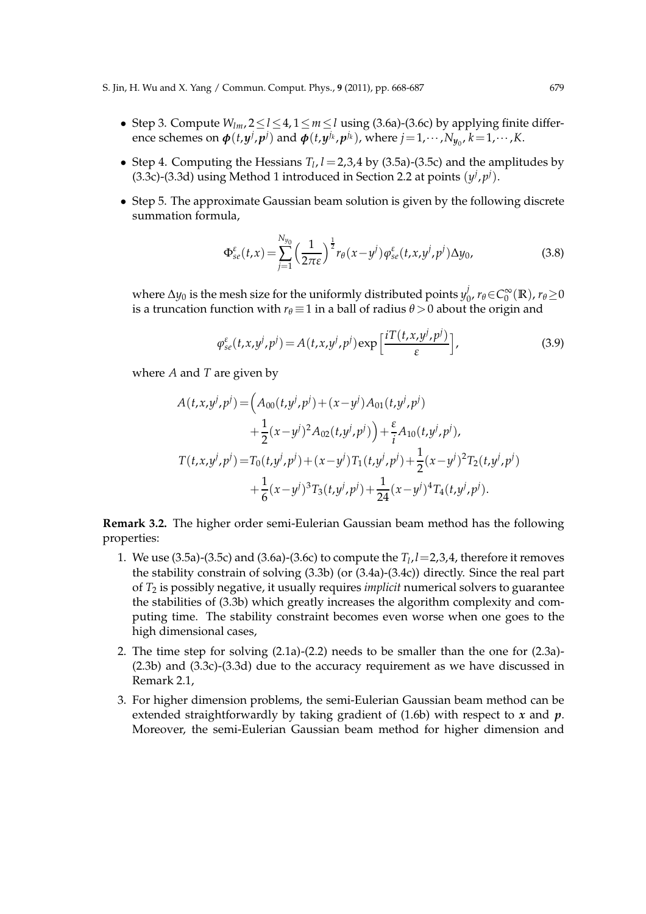- Step 3. Compute $W_{lm}$, $2\le l\le 4$, $1\le m\le l$ using (3.6a)-(3.6c) by applying finite difference schemes on $\boldsymbol{\phi}(t,\boldsymbol{y}^j,\boldsymbol{p}^j)$ and $\boldsymbol{\phi}(t,\boldsymbol{y}^{j_k},\boldsymbol{p}^{j_k})$, where $j=1,\cdots,N_{\boldsymbol{y}_0}$, $k=1,\cdots,K$.
- Step 4. Computing the Hessians $T_l$, $l=2,3,4$ by (3.5a)-(3.5c) and the amplitudes by (3.3c)-(3.3d) using Method 1 introduced in Section 2.2 at points $(y^j,p^j)$.
- Step 5. The approximate Gaussian beam solution is given by the following discrete summation formula,

$$\Phi^{\varepsilon}_{se}(t,x)=\sum_{j=1}^{N_{y_0}}\Big(\frac{1}{2\pi\varepsilon}\Big)^{\frac{1}{2}} r_\theta(x-y^j)\varphi^{\varepsilon}_{se}(t,x,y^j,p^j)\Delta y_0, \tag{3.8}$$

where $\Delta y_0$ is the mesh size for the uniformly distributed points $y_0^j$, $r_\theta\in C_0^\infty(\mathbb{R})$, $r_\theta\ge 0$ is a truncation function with $r_\theta\equiv 1$ in a ball of radius $\theta>0$ about the origin and

$$\varphi^{\varepsilon}_{se}(t,x,y^j,p^j)=A(t,x,y^j,p^j)\exp\Big[\frac{iT(t,x,y^j,p^j)}{\varepsilon}\Big], \tag{3.9}$$

where $A$ and $T$ are given by

$$\begin{aligned}
A(t,x,y^j,p^j)=&\Big(A_{00}(t,y^j,p^j)+(x-y^j)A_{01}(t,y^j,p^j)\\
&+\frac{1}{2}(x-y^j)^2A_{02}(t,y^j,p^j)\Big)+\frac{\varepsilon}{i}A_{10}(t,y^j,p^j),\\
T(t,x,y^j,p^j)=&T_0(t,y^j,p^j)+(x-y^j)T_1(t,y^j,p^j)+\frac{1}{2}(x-y^j)^2T_2(t,y^j,p^j)\\
&+\frac{1}{6}(x-y^j)^3T_3(t,y^j,p^j)+\frac{1}{24}(x-y^j)^4T_4(t,y^j,p^j).
\end{aligned}$$

**Remark 3.2.** The higher order semi-Eulerian Gaussian beam method has the following properties:

1. We use (3.5a)-(3.5c) and (3.6a)-(3.6c) to compute the $T_l$, $l=2,3,4$, therefore it removes the stability constrain of solving (3.3b) (or (3.4a)-(3.4c)) directly. Since the real part of $T_2$ is possibly negative, it usually requires *implicit* numerical solvers to guarantee the stabilities of (3.3b) which greatly increases the algorithm complexity and computing time. The stability constraint becomes even worse when one goes to the high dimensional cases,
2. The time step for solving (2.1a)-(2.2) needs to be smaller than the one for (2.3a)-(2.3b) and (3.3c)-(3.3d) due to the accuracy requirement as we have discussed in Remark 2.1,
3. For higher dimension problems, the semi-Eulerian Gaussian beam method can be extended straightforwardly by taking gradient of (1.6b) with respect to $\boldsymbol{x}$ and $\boldsymbol{p}$. Moreover, the semi-Eulerian Gaussian beam method for higher dimension and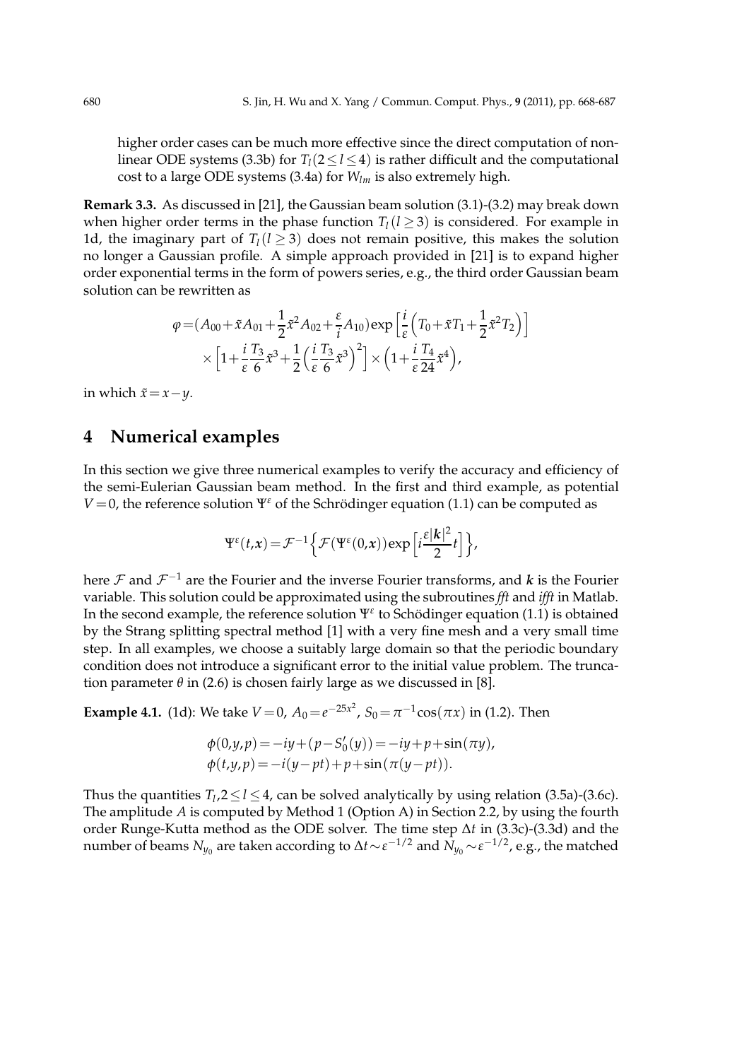higher order cases can be much more effective since the direct computation of nonlinear ODE systems (3.3b) for $T_l (2 \le l \le 4)$ is rather difficult and the computational cost to a large ODE systems (3.4a) for $W_{lm}$ is also extremely high.

**Remark 3.3.** As discussed in [21], the Gaussian beam solution (3.1)-(3.2) may break down when higher order terms in the phase function $T_l (l \ge 3)$ is considered. For example in 1d, the imaginary part of $T_l (l \ge 3)$ does not remain positive, this makes the solution no longer a Gaussian profile. A simple approach provided in [21] is to expand higher order exponential terms in the form of powers series, e.g., the third order Gaussian beam solution can be rewritten as

$$
\begin{aligned}
\varphi =& (A_{00} + \tilde{x} A_{01} + \frac{1}{2}\tilde{x}^2 A_{02} + \frac{\varepsilon}{i} A_{10}) \exp\Big[\frac{i}{\varepsilon}\Big(T_0 + \tilde{x} T_1 + \frac{1}{2}\tilde{x}^2 T_2\Big)\Big] \\
& \times \Big[1 + \frac{i}{\varepsilon}\frac{T_3}{6}\tilde{x}^3 + \frac{1}{2}\Big(\frac{i}{\varepsilon}\frac{T_3}{6}\tilde{x}^3\Big)^2\Big] \times \Big(1 + \frac{i}{\varepsilon}\frac{T_4}{24}\tilde{x}^4\Big),
\end{aligned}
$$

in which $\tilde{x} = x - y$.

# 4 Numerical examples

In this section we give three numerical examples to verify the accuracy and efficiency of the semi-Eulerian Gaussian beam method. In the first and third example, as potential $V = 0$, the reference solution $\Psi^\varepsilon$ of the Schrödinger equation (1.1) can be computed as

$$
\Psi^\varepsilon(t, \boldsymbol{x}) = \mathcal{F}^{-1}\Big\{\mathcal{F}(\Psi^\varepsilon(0, \boldsymbol{x})) \exp\Big[i\frac{\varepsilon|\boldsymbol{k}|^2}{2} t\Big]\Big\},
$$

here $\mathcal{F}$ and $\mathcal{F}^{-1}$ are the Fourier and the inverse Fourier transforms, and $\boldsymbol{k}$ is the Fourier variable. This solution could be approximated using the subroutines *fft* and *ifft* in Matlab. In the second example, the reference solution $\Psi^\varepsilon$ to Schödinger equation (1.1) is obtained by the Strang splitting spectral method [1] with a very fine mesh and a very small time step. In all examples, we choose a suitably large domain so that the periodic boundary condition does not introduce a significant error to the initial value problem. The truncation parameter $\theta$ in (2.6) is chosen fairly large as we discussed in [8].

**Example 4.1.** (1d): We take $V = 0$, $A_0 = e^{-25x^2}$, $S_0 = \pi^{-1}\cos(\pi x)$ in (1.2). Then

$$
\begin{aligned}
\phi(0, y, p) &= -iy + (p - S_0'(y)) = -iy + p + \sin(\pi y), \\
\phi(t, y, p) &= -i(y - pt) + p + \sin(\pi(y - pt)).
\end{aligned}
$$

Thus the quantities $T_l, 2 \le l \le 4$, can be solved analytically by using relation (3.5a)-(3.6c). The amplitude $A$ is computed by Method 1 (Option A) in Section 2.2, by using the fourth order Runge-Kutta method as the ODE solver. The time step $\Delta t$ in (3.3c)-(3.3d) and the number of beams $N_{y_0}$ are taken according to $\Delta t \sim \varepsilon^{-1/2}$ and $N_{y_0} \sim \varepsilon^{-1/2}$, e.g., the matched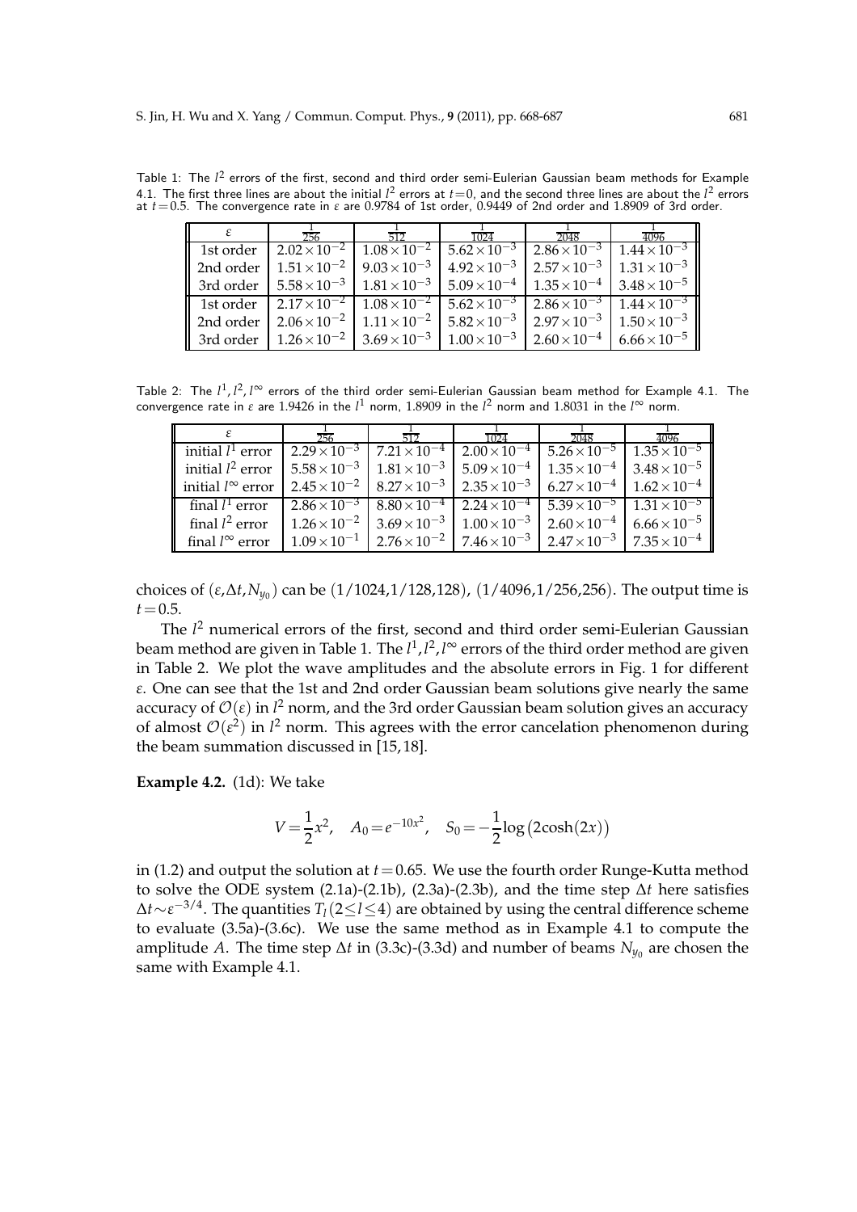Table 1: The $l^2$ errors of the first, second and third order semi-Eulerian Gaussian beam methods for Example 4.1. The first three lines are about the initial $l^2$ errors at $t=0$, and the second three lines are about the $l^2$ errors at $t=0.5$. The convergence rate in $\varepsilon$ are 0.9784 of 1st order, 0.9449 of 2nd order and 1.8909 of 3rd order.

| $\varepsilon$ | $\frac{1}{256}$ | $\frac{1}{512}$ | $\frac{1}{1024}$ | $\frac{1}{2048}$ | $\frac{1}{4096}$ |
|---|---|---|---|---|---|
| 1st order | $2.02\times10^{-2}$ | $1.08\times10^{-2}$ | $5.62\times10^{-3}$ | $2.86\times10^{-3}$ | $1.44\times10^{-3}$ |
| 2nd order | $1.51\times10^{-2}$ | $9.03\times10^{-3}$ | $4.92\times10^{-3}$ | $2.57\times10^{-3}$ | $1.31\times10^{-3}$ |
| 3rd order | $5.58\times10^{-3}$ | $1.81\times10^{-3}$ | $5.09\times10^{-4}$ | $1.35\times10^{-4}$ | $3.48\times10^{-5}$ |
| 1st order | $2.17\times10^{-2}$ | $1.08\times10^{-2}$ | $5.62\times10^{-3}$ | $2.86\times10^{-3}$ | $1.44\times10^{-3}$ |
| 2nd order | $2.06\times10^{-2}$ | $1.11\times10^{-2}$ | $5.82\times10^{-3}$ | $2.97\times10^{-3}$ | $1.50\times10^{-3}$ |
| 3rd order | $1.26\times10^{-2}$ | $3.69\times10^{-3}$ | $1.00\times10^{-3}$ | $2.60\times10^{-4}$ | $6.66\times10^{-5}$ |

Table 2: The $l^1, l^2, l^\infty$ errors of the third order semi-Eulerian Gaussian beam method for Example 4.1. The convergence rate in $\varepsilon$ are 1.9426 in the $l^1$ norm, 1.8909 in the $l^2$ norm and 1.8031 in the $l^\infty$ norm.

| $\varepsilon$ | $\frac{1}{256}$ | $\frac{1}{512}$ | $\frac{1}{1024}$ | $\frac{1}{2048}$ | $\frac{1}{4096}$ |
|---|---|---|---|---|---|
| initial $l^1$ error | $2.29\times10^{-3}$ | $7.21\times10^{-4}$ | $2.00\times10^{-4}$ | $5.26\times10^{-5}$ | $1.35\times10^{-5}$ |
| initial $l^2$ error | $5.58\times10^{-3}$ | $1.81\times10^{-3}$ | $5.09\times10^{-4}$ | $1.35\times10^{-4}$ | $3.48\times10^{-5}$ |
| initial $l^\infty$ error | $2.45\times10^{-2}$ | $8.27\times10^{-3}$ | $2.35\times10^{-3}$ | $6.27\times10^{-4}$ | $1.62\times10^{-4}$ |
| final $l^1$ error | $2.86\times10^{-3}$ | $8.80\times10^{-4}$ | $2.24\times10^{-4}$ | $5.39\times10^{-5}$ | $1.31\times10^{-5}$ |
| final $l^2$ error | $1.26\times10^{-2}$ | $3.69\times10^{-3}$ | $1.00\times10^{-3}$ | $2.60\times10^{-4}$ | $6.66\times10^{-5}$ |
| final $l^\infty$ error | $1.09\times10^{-1}$ | $2.76\times10^{-2}$ | $7.46\times10^{-3}$ | $2.47\times10^{-3}$ | $7.35\times10^{-4}$ |

choices of $(\varepsilon,\Delta t,N_{y_0})$ can be $(1/1024,1/128,128)$, $(1/4096,1/256,256)$. The output time is $t=0.5$.

The $l^2$ numerical errors of the first, second and third order semi-Eulerian Gaussian beam method are given in Table 1. The $l^1, l^2, l^\infty$ errors of the third order method are given in Table 2. We plot the wave amplitudes and the absolute errors in Fig. 1 for different $\varepsilon$. One can see that the 1st and 2nd order Gaussian beam solutions give nearly the same accuracy of $\mathcal{O}(\varepsilon)$ in $l^2$ norm, and the 3rd order Gaussian beam solution gives an accuracy of almost $\mathcal{O}(\varepsilon^2)$ in $l^2$ norm. This agrees with the error cancelation phenomenon during the beam summation discussed in [15, 18].

**Example 4.2.** (1d): We take

$$V=\frac{1}{2}x^2, \quad A_0=e^{-10x^2}, \quad S_0=-\frac{1}{2}\log\big(2\cosh(2x)\big)$$

in (1.2) and output the solution at $t=0.65$. We use the fourth order Runge-Kutta method to solve the ODE system (2.1a)-(2.1b), (2.3a)-(2.3b), and the time step $\Delta t$ here satisfies $\Delta t \sim \varepsilon^{-3/4}$. The quantities $T_l\,(2\le l\le 4)$ are obtained by using the central difference scheme to evaluate (3.5a)-(3.6c). We use the same method as in Example 4.1 to compute the amplitude $A$. The time step $\Delta t$ in (3.3c)-(3.3d) and number of beams $N_{y_0}$ are chosen the same with Example 4.1.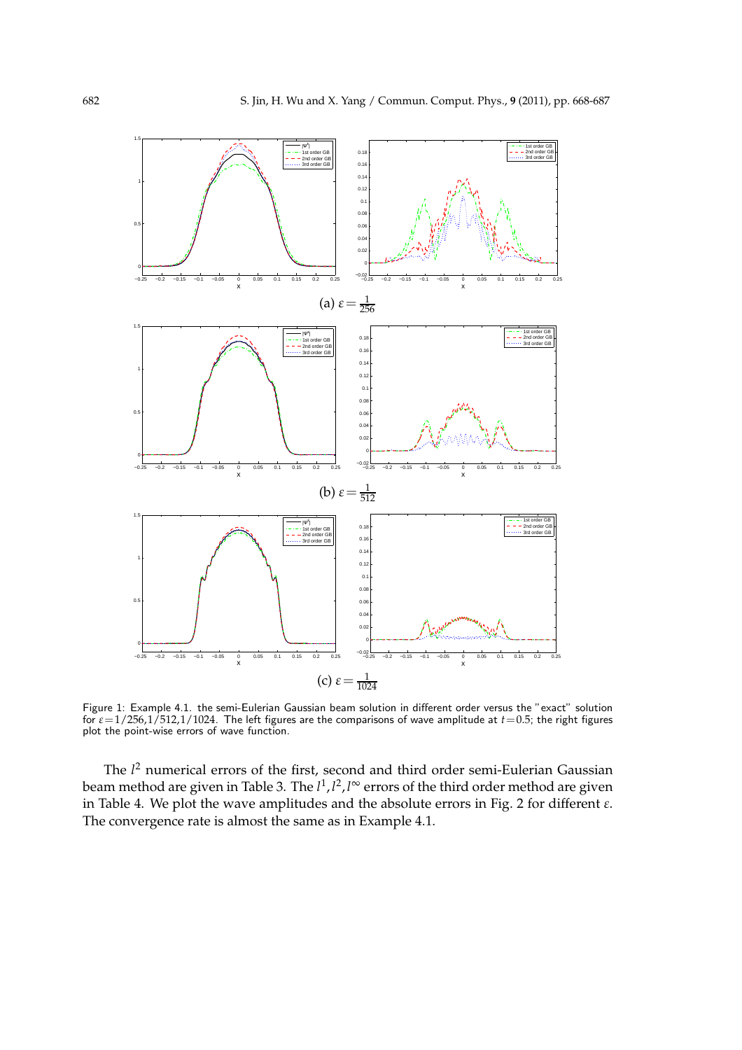(a) $\varepsilon = \frac{1}{256}$

(b) $\varepsilon = \frac{1}{512}$

(c) $\varepsilon = \frac{1}{1024}$

Figure 1: Example 4.1. the semi-Eulerian Gaussian beam solution in different order versus the "exact" solution for $\varepsilon = 1/256, 1/512, 1/1024$. The left figures are the comparisons of wave amplitude at $t = 0.5$; the right figures plot the point-wise errors of wave function.

The $l^2$ numerical errors of the first, second and third order semi-Eulerian Gaussian beam method are given in Table 3. The $l^1, l^2, l^\infty$ errors of the third order method are given in Table 4. We plot the wave amplitudes and the absolute errors in Fig. 2 for different $\varepsilon$. The convergence rate is almost the same as in Example 4.1.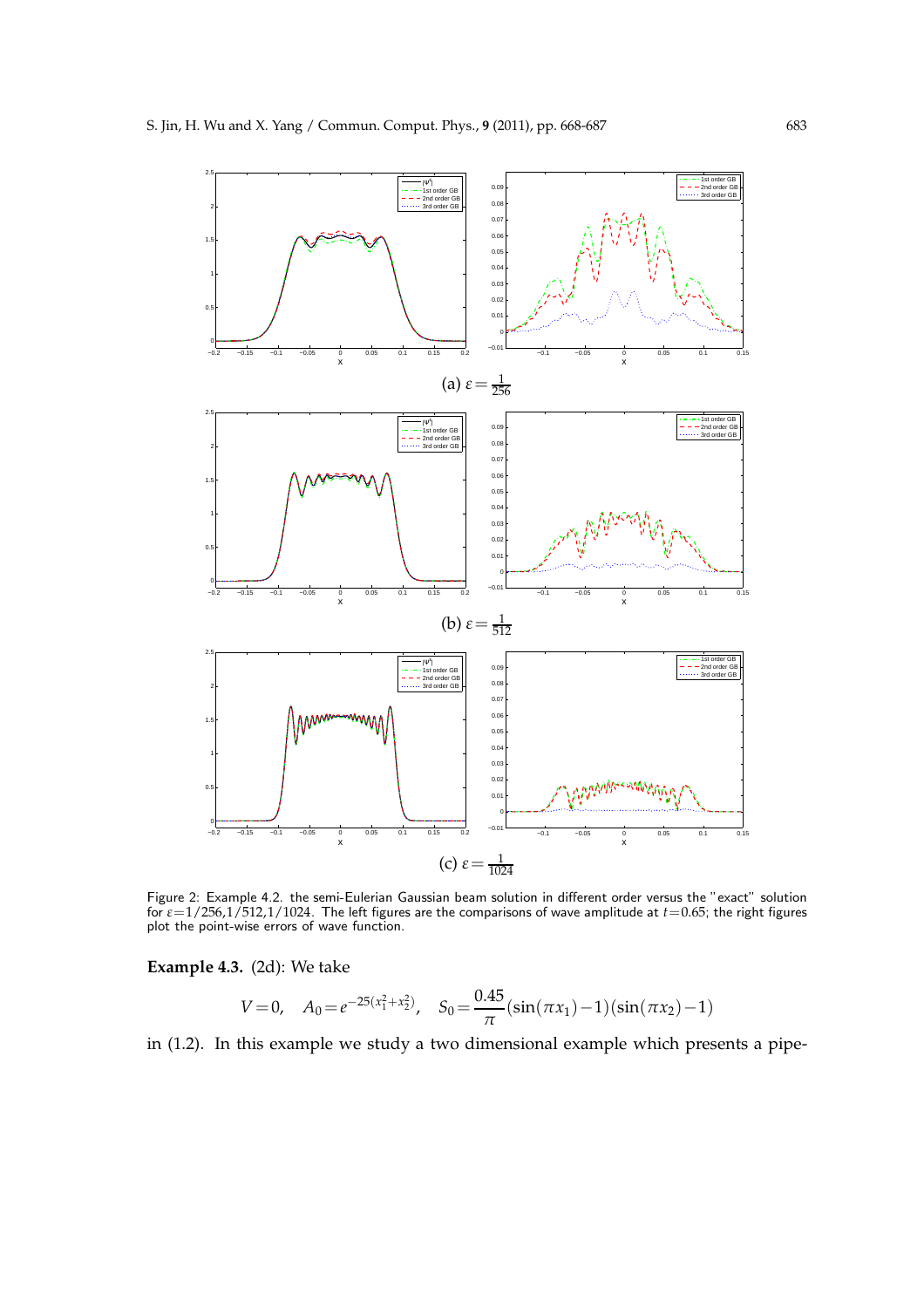(a) $\varepsilon = \frac{1}{256}$

(b) $\varepsilon = \frac{1}{512}$

(c) $\varepsilon = \frac{1}{1024}$

Figure 2: Example 4.2. the semi-Eulerian Gaussian beam solution in different order versus the "exact" solution for $\varepsilon = 1/256, 1/512, 1/1024$. The left figures are the comparisons of wave amplitude at $t = 0.65$; the right figures plot the point-wise errors of wave function.

**Example 4.3.** (2d): We take

$$V = 0, \quad A_0 = e^{-25(x_1^2 + x_2^2)}, \quad S_0 = \frac{0.45}{\pi}(\sin(\pi x_1) - 1)(\sin(\pi x_2) - 1)$$

in (1.2). In this example we study a two dimensional example which presents a pipe-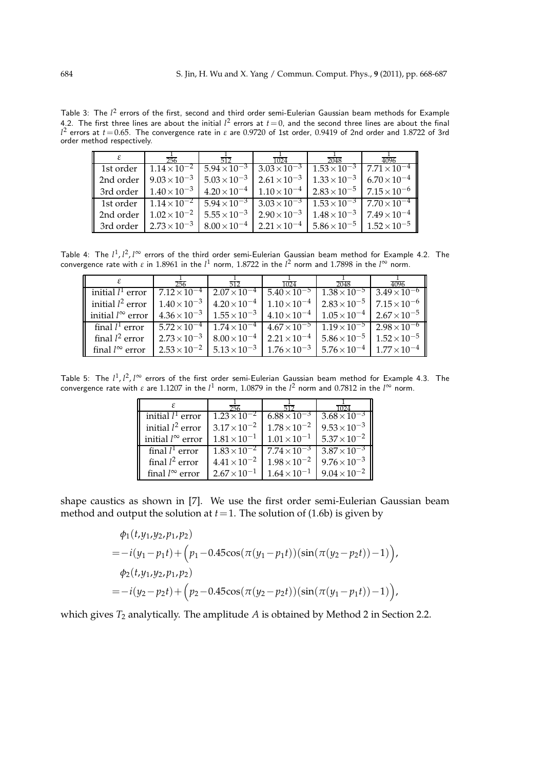Table 3: The $l^2$ errors of the first, second and third order semi-Eulerian Gaussian beam methods for Example 4.2. The first three lines are about the initial $l^2$ errors at $t=0$, and the second three lines are about the final $l^2$ errors at $t=0.65$. The convergence rate in $\varepsilon$ are 0.9720 of 1st order, 0.9419 of 2nd order and 1.8722 of 3rd order method respectively.

| $\varepsilon$ | $\frac{1}{256}$ | $\frac{1}{512}$ | $\frac{1}{1024}$ | $\frac{1}{2048}$ | $\frac{1}{4096}$ |
|---|---|---|---|---|---|
| 1st order | $1.14\times10^{-2}$ | $5.94\times10^{-3}$ | $3.03\times10^{-3}$ | $1.53\times10^{-3}$ | $7.71\times10^{-4}$ |
| 2nd order | $9.03\times10^{-3}$ | $5.03\times10^{-3}$ | $2.61\times10^{-3}$ | $1.33\times10^{-3}$ | $6.70\times10^{-4}$ |
| 3rd order | $1.40\times10^{-3}$ | $4.20\times10^{-4}$ | $1.10\times10^{-4}$ | $2.83\times10^{-5}$ | $7.15\times10^{-6}$ |
| 1st order | $1.14\times10^{-2}$ | $5.94\times10^{-3}$ | $3.03\times10^{-3}$ | $1.53\times10^{-3}$ | $7.70\times10^{-4}$ |
| 2nd order | $1.02\times10^{-2}$ | $5.55\times10^{-3}$ | $2.90\times10^{-3}$ | $1.48\times10^{-3}$ | $7.49\times10^{-4}$ |
| 3rd order | $2.73\times10^{-3}$ | $8.00\times10^{-4}$ | $2.21\times10^{-4}$ | $5.86\times10^{-5}$ | $1.52\times10^{-5}$ |

Table 4: The $l^1, l^2, l^\infty$ errors of the third order semi-Eulerian Gaussian beam method for Example 4.2. The convergence rate with $\varepsilon$ in 1.8961 in the $l^1$ norm, 1.8722 in the $l^2$ norm and 1.7898 in the $l^\infty$ norm.

| $\varepsilon$ | $\frac{1}{256}$ | $\frac{1}{512}$ | $\frac{1}{1024}$ | $\frac{1}{2048}$ | $\frac{1}{4096}$ |
|---|---|---|---|---|---|
| initial $l^1$ error | $7.12\times10^{-4}$ | $2.07\times10^{-4}$ | $5.40\times10^{-5}$ | $1.38\times10^{-5}$ | $3.49\times10^{-6}$ |
| initial $l^2$ error | $1.40\times10^{-3}$ | $4.20\times10^{-4}$ | $1.10\times10^{-4}$ | $2.83\times10^{-5}$ | $7.15\times10^{-6}$ |
| initial $l^\infty$ error | $4.36\times10^{-3}$ | $1.55\times10^{-3}$ | $4.10\times10^{-4}$ | $1.05\times10^{-4}$ | $2.67\times10^{-5}$ |
| final $l^1$ error | $5.72\times10^{-4}$ | $1.74\times10^{-4}$ | $4.67\times10^{-5}$ | $1.19\times10^{-5}$ | $2.98\times10^{-6}$ |
| final $l^2$ error | $2.73\times10^{-3}$ | $8.00\times10^{-4}$ | $2.21\times10^{-4}$ | $5.86\times10^{-5}$ | $1.52\times10^{-5}$ |
| final $l^\infty$ error | $2.53\times10^{-2}$ | $5.13\times10^{-3}$ | $1.76\times10^{-3}$ | $5.76\times10^{-4}$ | $1.77\times10^{-4}$ |

Table 5: The $l^1, l^2, l^\infty$ errors of the first order semi-Eulerian Gaussian beam method for Example 4.3. The convergence rate with $\varepsilon$ are 1.1207 in the $l^1$ norm, 1.0879 in the $l^2$ norm and 0.7812 in the $l^\infty$ norm.

| $\varepsilon$ | $\frac{1}{256}$ | $\frac{1}{512}$ | $\frac{1}{1024}$ |
|---|---|---|---|
| initial $l^1$ error | $1.23\times10^{-2}$ | $6.88\times10^{-3}$ | $3.68\times10^{-3}$ |
| initial $l^2$ error | $3.17\times10^{-2}$ | $1.78\times10^{-2}$ | $9.53\times10^{-3}$ |
| initial $l^\infty$ error | $1.81\times10^{-1}$ | $1.01\times10^{-1}$ | $5.37\times10^{-2}$ |
| final $l^1$ error | $1.83\times10^{-2}$ | $7.74\times10^{-3}$ | $3.87\times10^{-3}$ |
| final $l^2$ error | $4.41\times10^{-2}$ | $1.98\times10^{-2}$ | $9.76\times10^{-3}$ |
| final $l^\infty$ error | $2.67\times10^{-1}$ | $1.64\times10^{-1}$ | $9.04\times10^{-2}$ |

shape caustics as shown in [7]. We use the first order semi-Eulerian Gaussian beam method and output the solution at $t=1$. The solution of (1.6b) is given by

$$
\begin{aligned}
&\phi_1(t,y_1,y_2,p_1,p_2)\\
=&-i(y_1-p_1t)+\Big(p_1-0.45\cos(\pi(y_1-p_1t))(\sin(\pi(y_2-p_2t))-1)\Big),\\
&\phi_2(t,y_1,y_2,p_1,p_2)\\
=&-i(y_2-p_2t)+\Big(p_2-0.45\cos(\pi(y_2-p_2t))(\sin(\pi(y_1-p_1t))-1)\Big),
\end{aligned}
$$

which gives $T_2$ analytically. The amplitude $A$ is obtained by Method 2 in Section 2.2.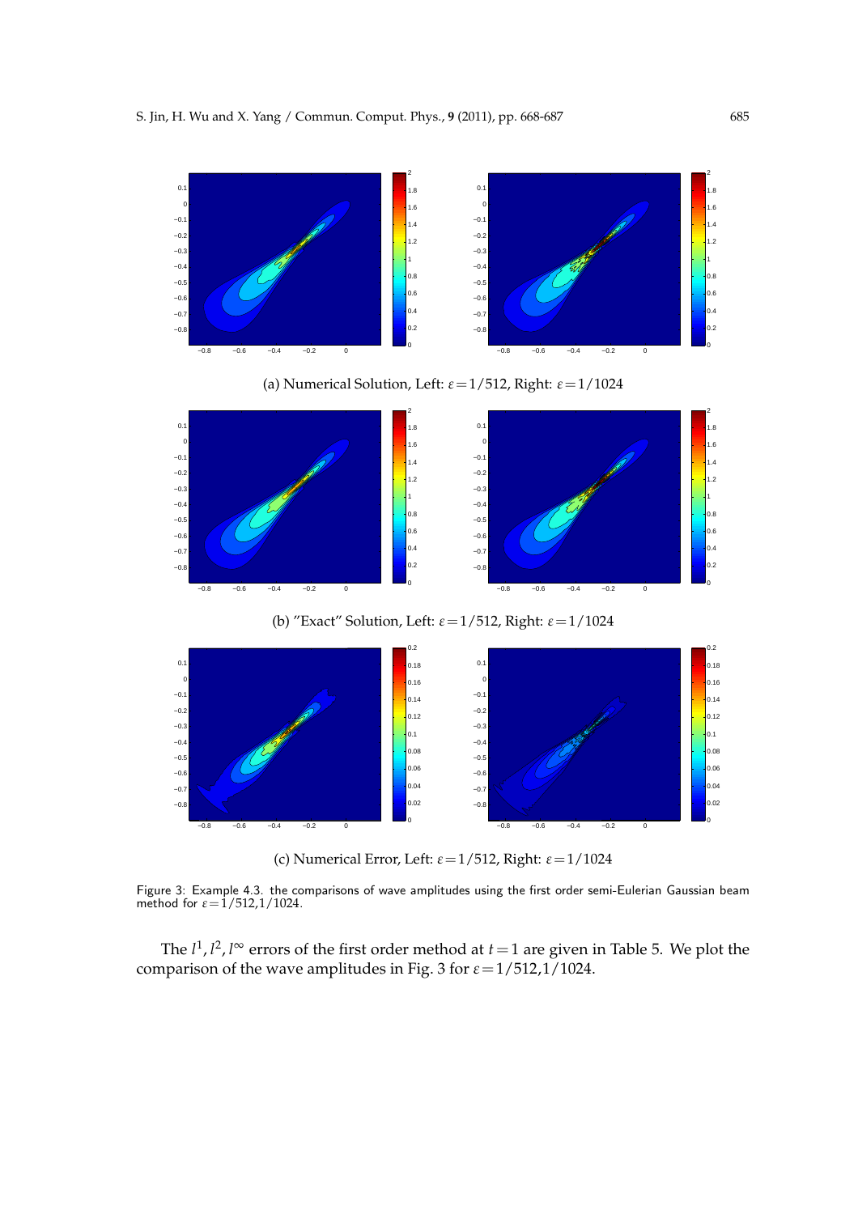(a) Numerical Solution, Left: $\varepsilon=1/512$, Right: $\varepsilon=1/1024$

(b) "Exact" Solution, Left: $\varepsilon=1/512$, Right: $\varepsilon=1/1024$

(c) Numerical Error, Left: $\varepsilon=1/512$, Right: $\varepsilon=1/1024$

Figure 3: Example 4.3. the comparisons of wave amplitudes using the first order semi-Eulerian Gaussian beam method for $\varepsilon=1/512,1/1024$.

The $l^1, l^2, l^\infty$ errors of the first order method at $t=1$ are given in Table 5. We plot the comparison of the wave amplitudes in Fig. 3 for $\varepsilon=1/512,1/1024$.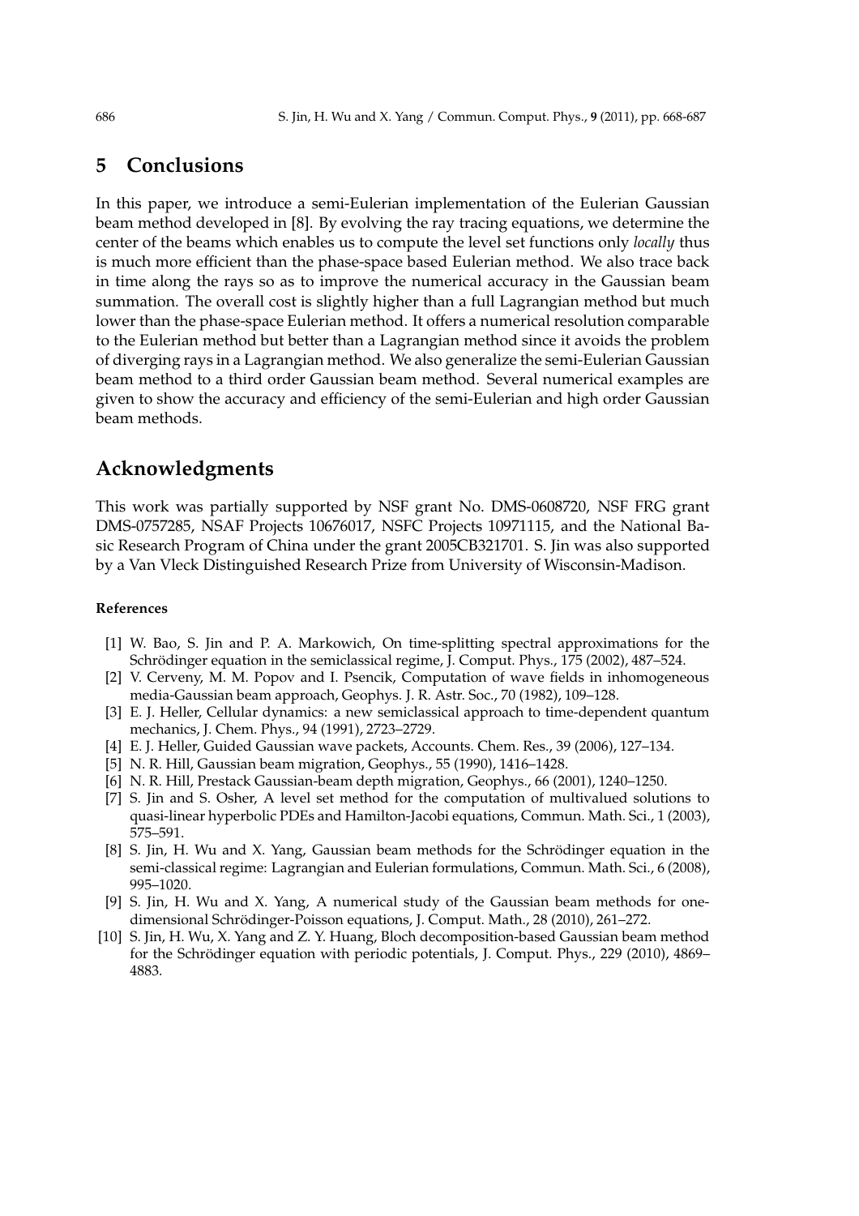## 5 Conclusions

In this paper, we introduce a semi-Eulerian implementation of the Eulerian Gaussian beam method developed in [8]. By evolving the ray tracing equations, we determine the center of the beams which enables us to compute the level set functions only *locally* thus is much more efficient than the phase-space based Eulerian method. We also trace back in time along the rays so as to improve the numerical accuracy in the Gaussian beam summation. The overall cost is slightly higher than a full Lagrangian method but much lower than the phase-space Eulerian method. It offers a numerical resolution comparable to the Eulerian method but better than a Lagrangian method since it avoids the problem of diverging rays in a Lagrangian method. We also generalize the semi-Eulerian Gaussian beam method to a third order Gaussian beam method. Several numerical examples are given to show the accuracy and efficiency of the semi-Eulerian and high order Gaussian beam methods.

## Acknowledgments

This work was partially supported by NSF grant No. DMS-0608720, NSF FRG grant DMS-0757285, NSAF Projects 10676017, NSFC Projects 10971115, and the National Basic Research Program of China under the grant 2005CB321701. S. Jin was also supported by a Van Vleck Distinguished Research Prize from University of Wisconsin-Madison.

### References

[1] W. Bao, S. Jin and P. A. Markowich, On time-splitting spectral approximations for the Schrödinger equation in the semiclassical regime, J. Comput. Phys., 175 (2002), 487–524.

[2] V. Cerveny, M. M. Popov and I. Psencik, Computation of wave fields in inhomogeneous media-Gaussian beam approach, Geophys. J. R. Astr. Soc., 70 (1982), 109–128.

[3] E. J. Heller, Cellular dynamics: a new semiclassical approach to time-dependent quantum mechanics, J. Chem. Phys., 94 (1991), 2723–2729.

[4] E. J. Heller, Guided Gaussian wave packets, Accounts. Chem. Res., 39 (2006), 127–134.

[5] N. R. Hill, Gaussian beam migration, Geophys., 55 (1990), 1416–1428.

[6] N. R. Hill, Prestack Gaussian-beam depth migration, Geophys., 66 (2001), 1240–1250.

[7] S. Jin and S. Osher, A level set method for the computation of multivalued solutions to quasi-linear hyperbolic PDEs and Hamilton-Jacobi equations, Commun. Math. Sci., 1 (2003), 575–591.

[8] S. Jin, H. Wu and X. Yang, Gaussian beam methods for the Schrödinger equation in the semi-classical regime: Lagrangian and Eulerian formulations, Commun. Math. Sci., 6 (2008), 995–1020.

[9] S. Jin, H. Wu and X. Yang, A numerical study of the Gaussian beam methods for one-dimensional Schrödinger-Poisson equations, J. Comput. Math., 28 (2010), 261–272.

[10] S. Jin, H. Wu, X. Yang and Z. Y. Huang, Bloch decomposition-based Gaussian beam method for the Schrödinger equation with periodic potentials, J. Comput. Phys., 229 (2010), 4869–4883.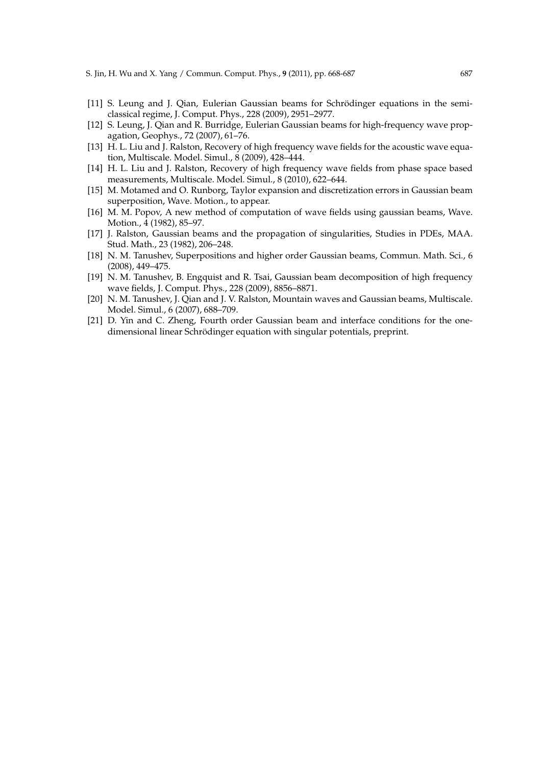[11] S. Leung and J. Qian, Eulerian Gaussian beams for Schrödinger equations in the semi-classical regime, J. Comput. Phys., 228 (2009), 2951–2977.

[12] S. Leung, J. Qian and R. Burridge, Eulerian Gaussian beams for high-frequency wave propagation, Geophys., 72 (2007), 61–76.

[13] H. L. Liu and J. Ralston, Recovery of high frequency wave fields for the acoustic wave equation, Multiscale. Model. Simul., 8 (2009), 428–444.

[14] H. L. Liu and J. Ralston, Recovery of high frequency wave fields from phase space based measurements, Multiscale. Model. Simul., 8 (2010), 622–644.

[15] M. Motamed and O. Runborg, Taylor expansion and discretization errors in Gaussian beam superposition, Wave. Motion., to appear.

[16] M. M. Popov, A new method of computation of wave fields using gaussian beams, Wave. Motion., 4 (1982), 85–97.

[17] J. Ralston, Gaussian beams and the propagation of singularities, Studies in PDEs, MAA. Stud. Math., 23 (1982), 206–248.

[18] N. M. Tanushev, Superpositions and higher order Gaussian beams, Commun. Math. Sci., 6 (2008), 449–475.

[19] N. M. Tanushev, B. Engquist and R. Tsai, Gaussian beam decomposition of high frequency wave fields, J. Comput. Phys., 228 (2009), 8856–8871.

[20] N. M. Tanushev, J. Qian and J. V. Ralston, Mountain waves and Gaussian beams, Multiscale. Model. Simul., 6 (2007), 688–709.

[21] D. Yin and C. Zheng, Fourth order Gaussian beam and interface conditions for the one-dimensional linear Schrödinger equation with singular potentials, preprint.